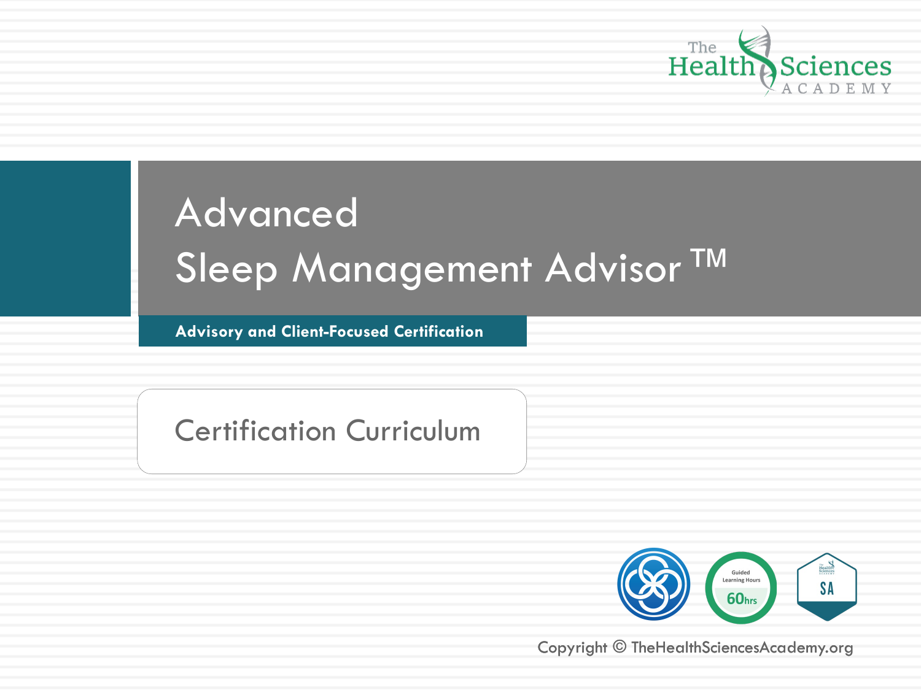The Health Sciences ACADEMY

# Advanced Sleep Management Advisor ™

**Advisory and Client-Focused Certification**

## Certification Curriculum

Guided Learning Hours 60hrs

SA

Copyright © TheHealthSciencesAcademy.org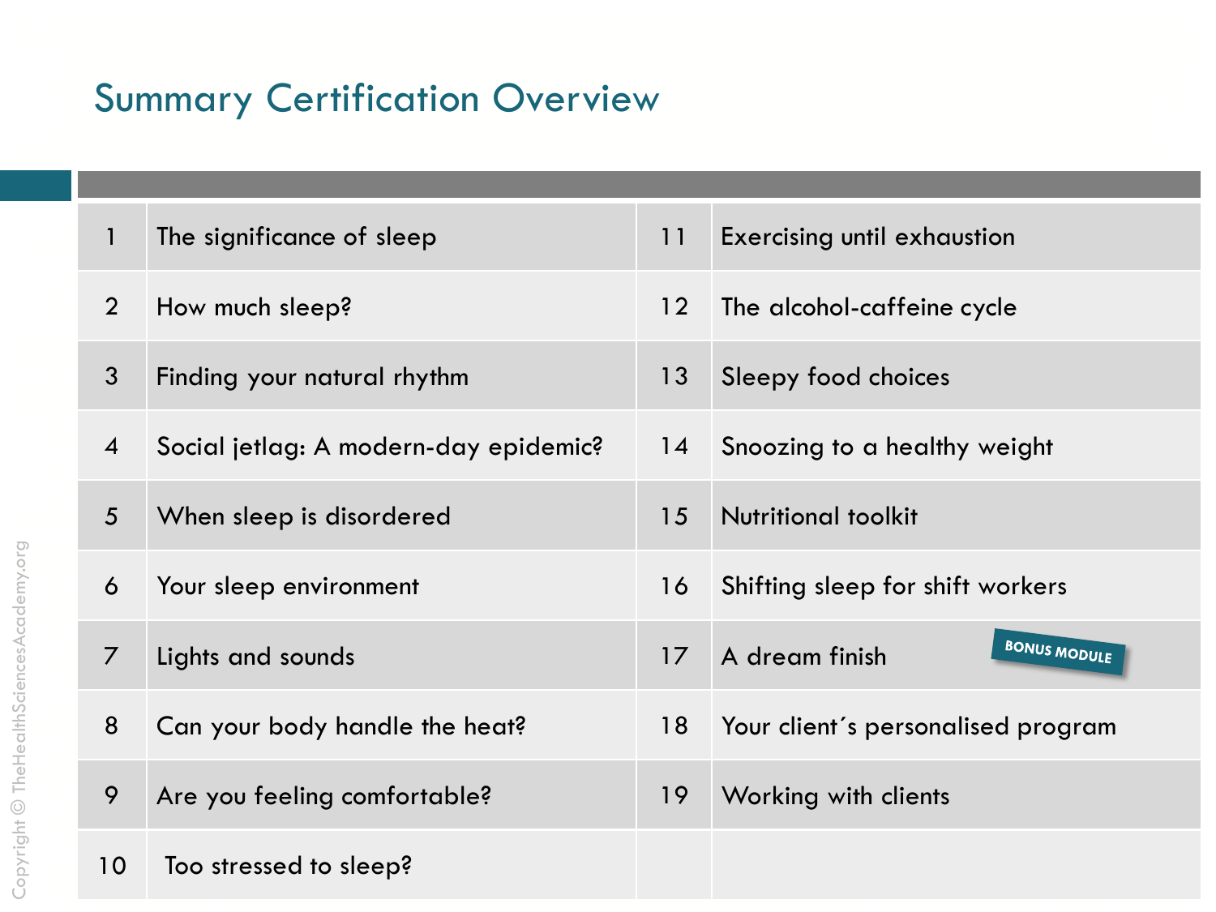# Summary Certification Overview

| | | | |
|---|---|---|---|
| 1 | The significance of sleep | 11 | Exercising until exhaustion |
| 2 | How much sleep? | 12 | The alcohol-caffeine cycle |
| 3 | Finding your natural rhythm | 13 | Sleepy food choices |
| 4 | Social jetlag: A modern-day epidemic? | 14 | Snoozing to a healthy weight |
| 5 | When sleep is disordered | 15 | Nutritional toolkit |
| 6 | Your sleep environment | 16 | Shifting sleep for shift workers |
| 7 | Lights and sounds | 17 | A dream finish BONUS MODULE |
| 8 | Can your body handle the heat? | 18 | Your client´s personalised program |
| 9 | Are you feeling comfortable? | 19 | Working with clients |
| 10 | Too stressed to sleep? | | |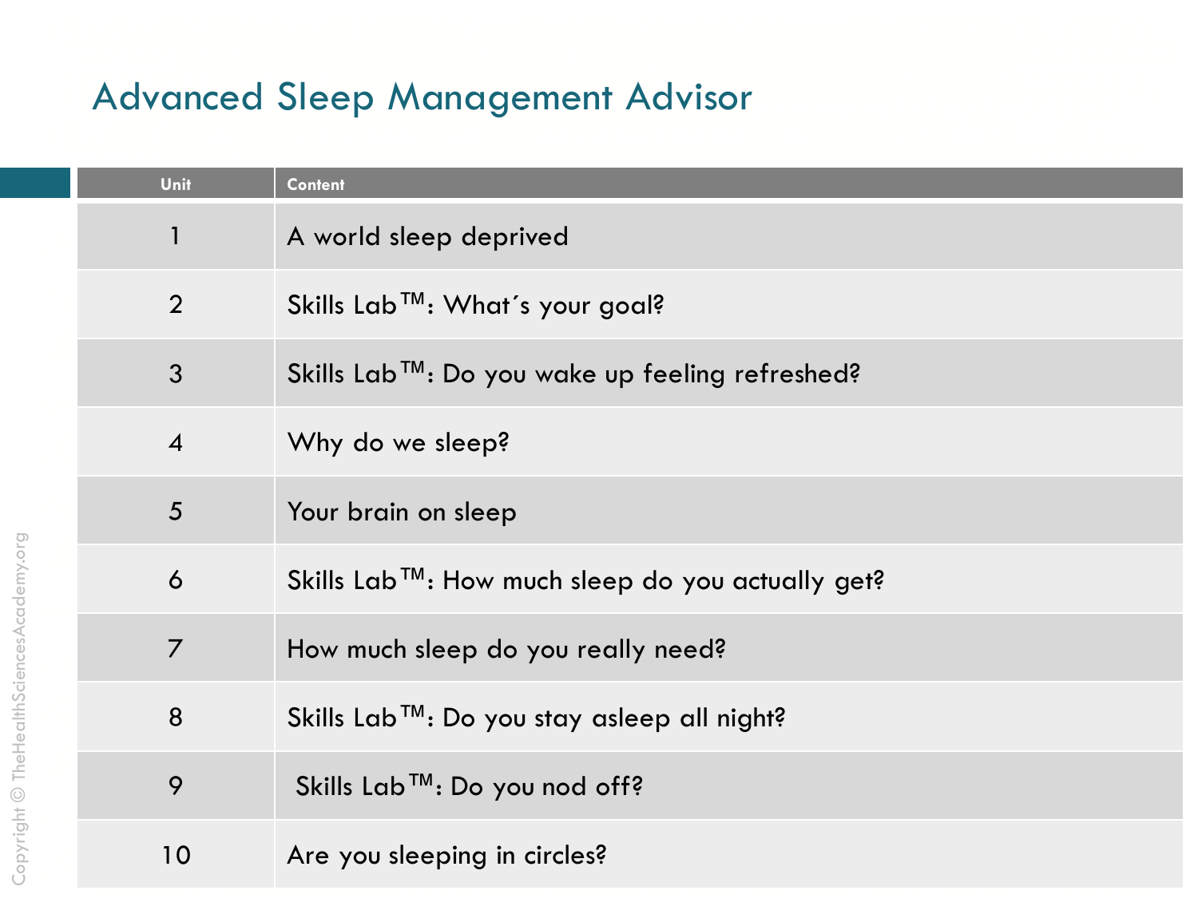# Advanced Sleep Management Advisor

| Unit | Content |
|---|---|
| 1 | A world sleep deprived |
| 2 | Skills Lab™: What´s your goal? |
| 3 | Skills Lab™: Do you wake up feeling refreshed? |
| 4 | Why do we sleep? |
| 5 | Your brain on sleep |
| 6 | Skills Lab™: How much sleep do you actually get? |
| 7 | How much sleep do you really need? |
| 8 | Skills Lab™: Do you stay asleep all night? |
| 9 | Skills Lab™: Do you nod off? |
| 10 | Are you sleeping in circles? |

Copyright © TheHealthSciencesAcademy.org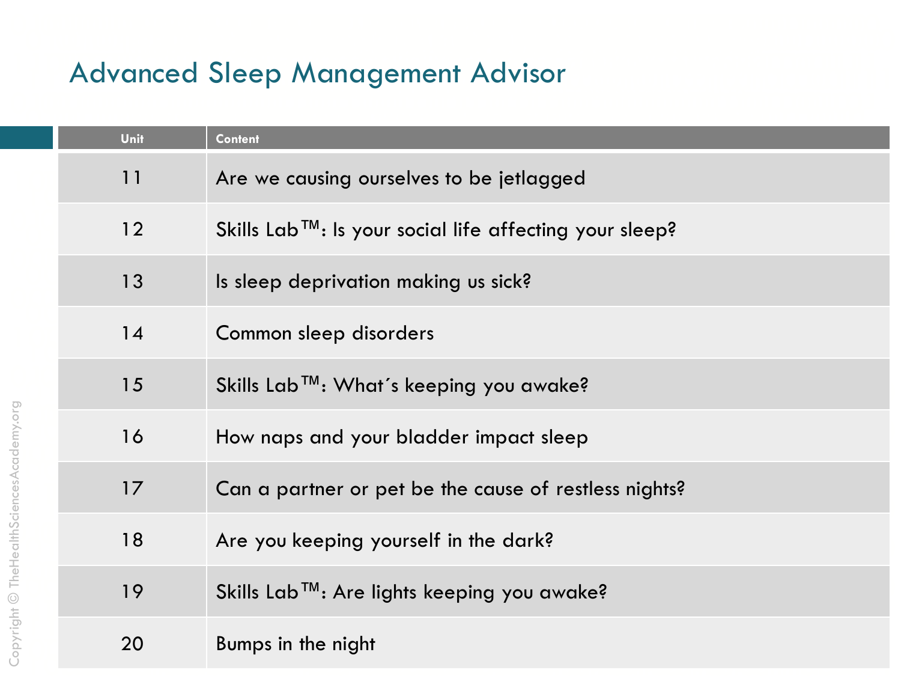# Advanced Sleep Management Advisor

| Unit | Content |
| --- | --- |
| 11 | Are we causing ourselves to be jetlagged |
| 12 | Skills Lab™: Is your social life affecting your sleep? |
| 13 | Is sleep deprivation making us sick? |
| 14 | Common sleep disorders |
| 15 | Skills Lab™: What´s keeping you awake? |
| 16 | How naps and your bladder impact sleep |
| 17 | Can a partner or pet be the cause of restless nights? |
| 18 | Are you keeping yourself in the dark? |
| 19 | Skills Lab™: Are lights keeping you awake? |
| 20 | Bumps in the night |

Copyright © TheHealthSciencesAcademy.org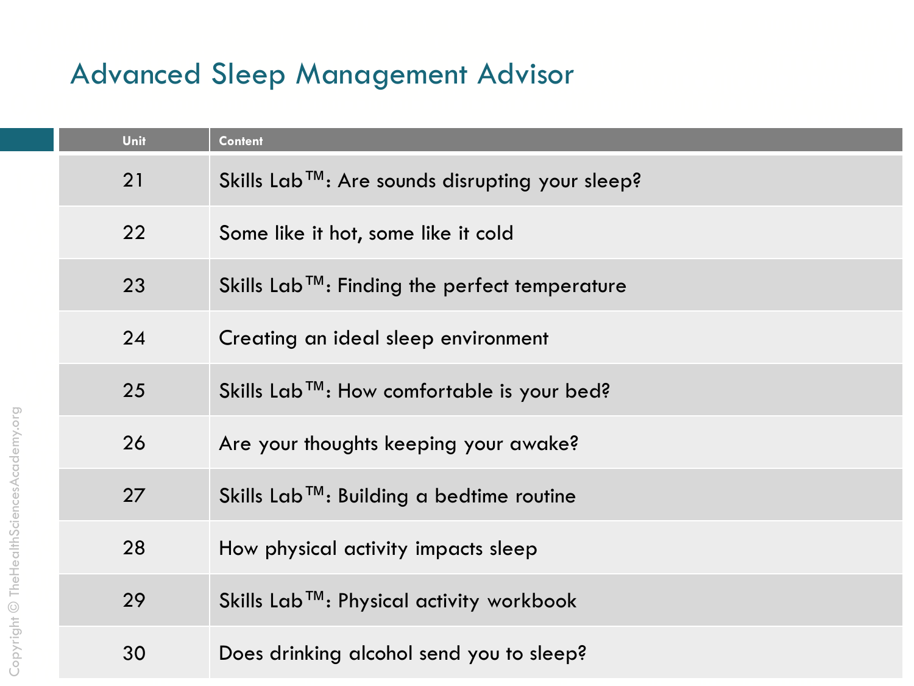# Advanced Sleep Management Advisor

| Unit | Content |
| --- | --- |
| 21 | Skills Lab™: Are sounds disrupting your sleep? |
| 22 | Some like it hot, some like it cold |
| 23 | Skills Lab™: Finding the perfect temperature |
| 24 | Creating an ideal sleep environment |
| 25 | Skills Lab™: How comfortable is your bed? |
| 26 | Are your thoughts keeping your awake? |
| 27 | Skills Lab™: Building a bedtime routine |
| 28 | How physical activity impacts sleep |
| 29 | Skills Lab™: Physical activity workbook |
| 30 | Does drinking alcohol send you to sleep? |

Copyright © TheHealthSciencesAcademy.org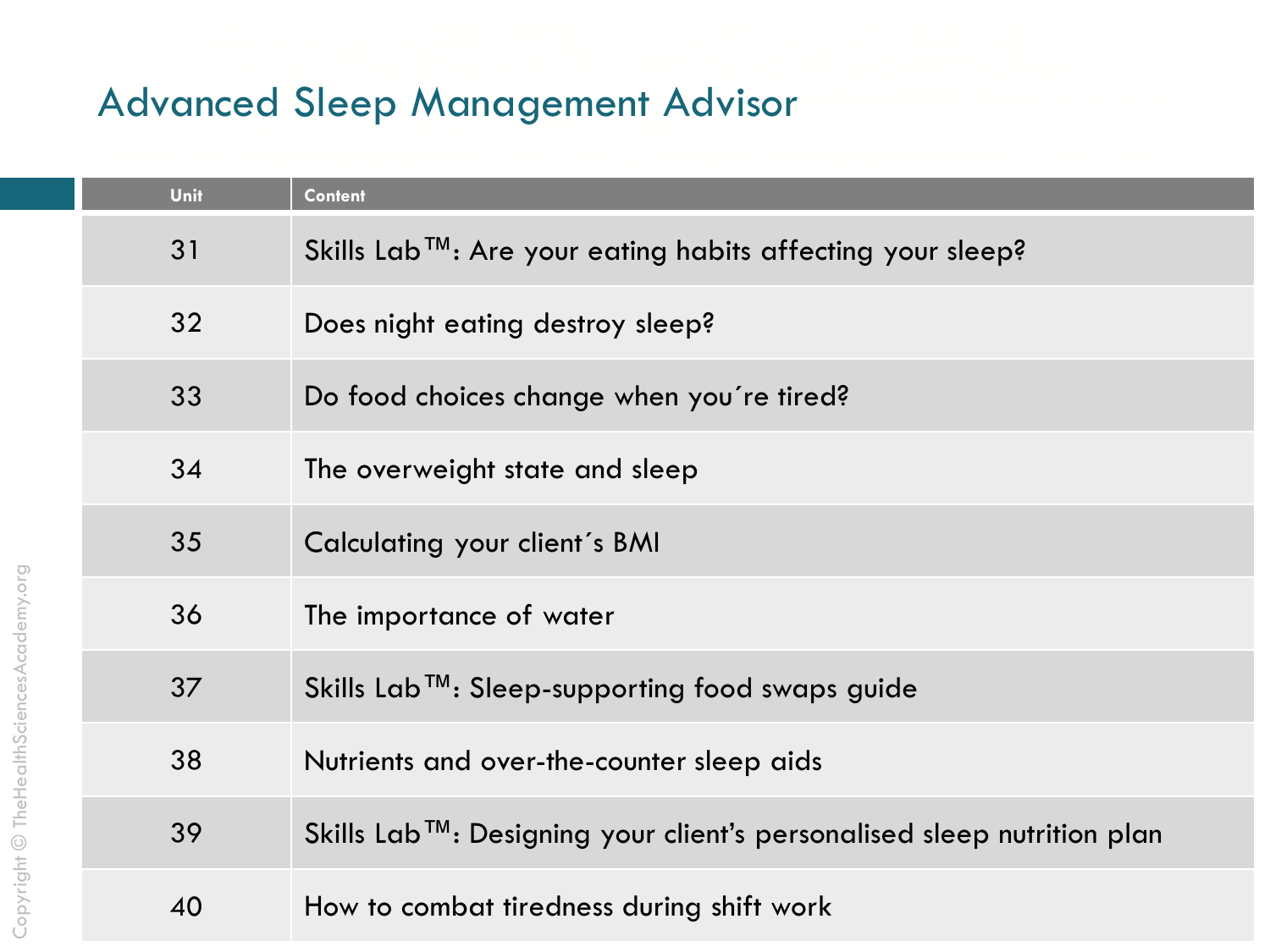# Advanced Sleep Management Advisor

| Unit | Content |
|---|---|
| 31 | Skills Lab™: Are your eating habits affecting your sleep? |
| 32 | Does night eating destroy sleep? |
| 33 | Do food choices change when you´re tired? |
| 34 | The overweight state and sleep |
| 35 | Calculating your client´s BMI |
| 36 | The importance of water |
| 37 | Skills Lab™: Sleep-supporting food swaps guide |
| 38 | Nutrients and over-the-counter sleep aids |
| 39 | Skills Lab™: Designing your client's personalised sleep nutrition plan |
| 40 | How to combat tiredness during shift work |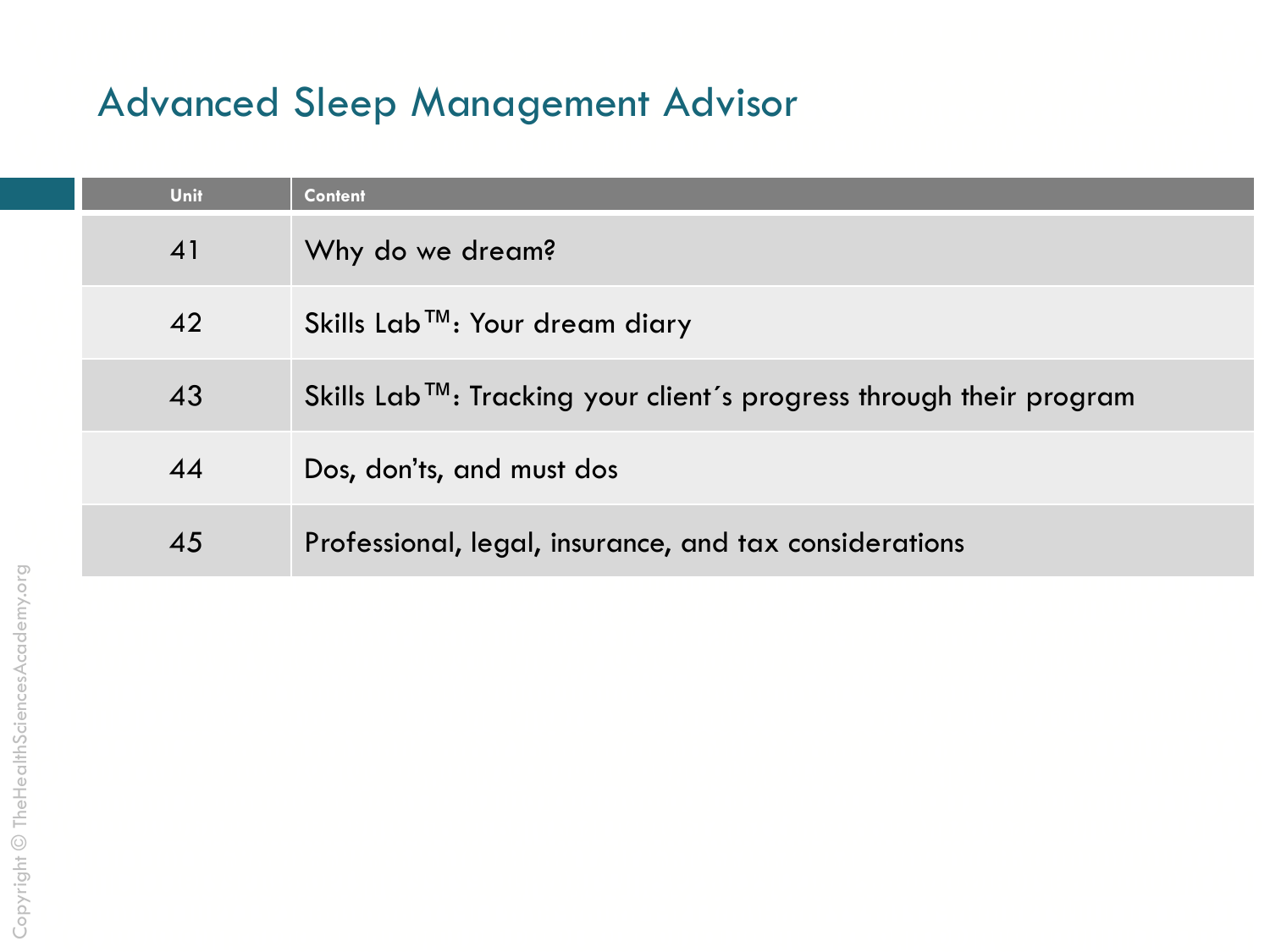# Advanced Sleep Management Advisor

| Unit | Content |
|---|---|
| 41 | Why do we dream? |
| 42 | Skills Lab™: Your dream diary |
| 43 | Skills Lab™: Tracking your client´s progress through their program |
| 44 | Dos, don’ts, and must dos |
| 45 | Professional, legal, insurance, and tax considerations |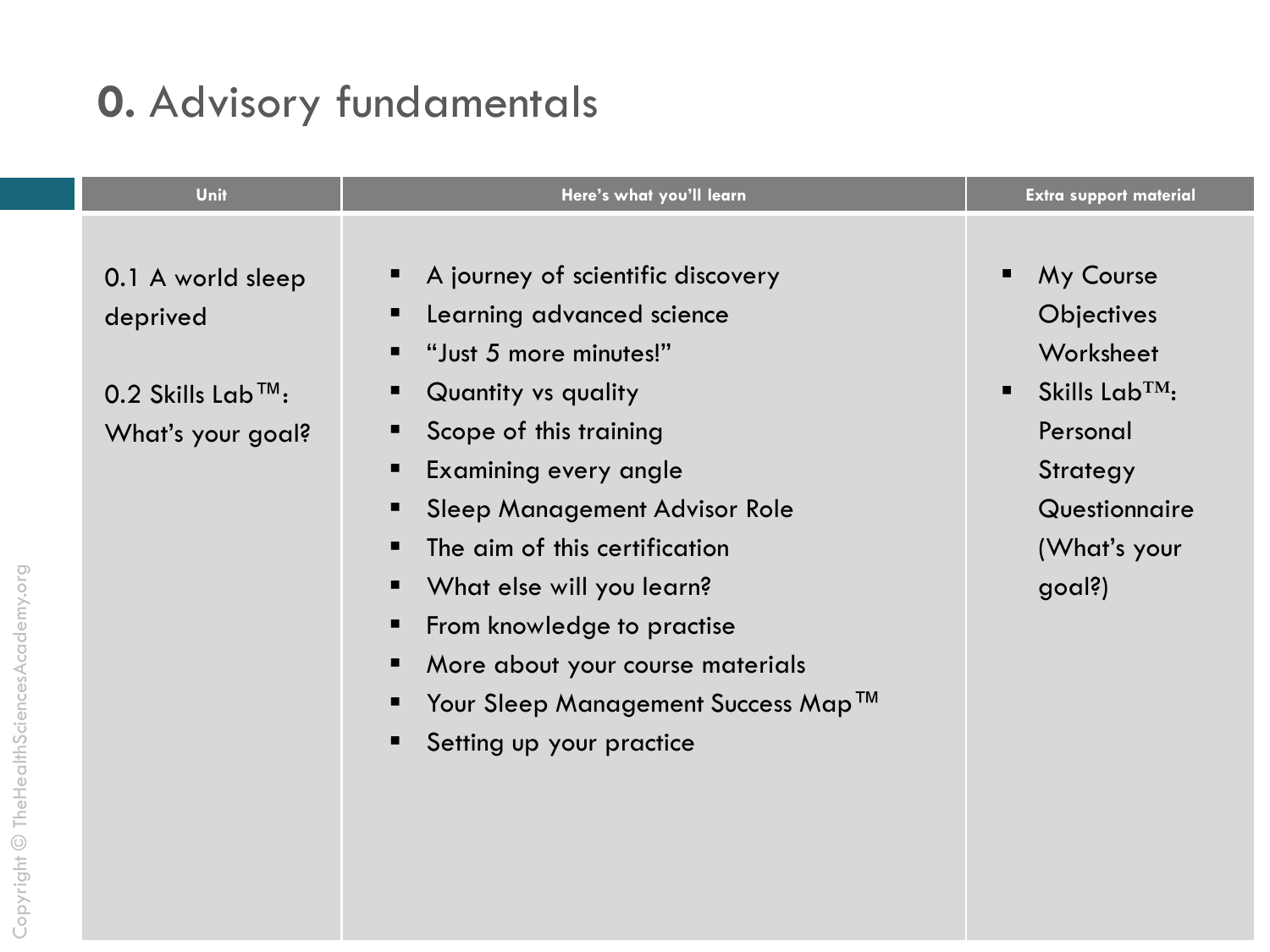# **0.** Advisory fundamentals

| Unit | Here's what you'll learn | Extra support material |
|---|---|---|
| 0.1 A world sleep deprived<br><br>0.2 Skills Lab™: What's your goal? | ▪ A journey of scientific discovery<br>▪ Learning advanced science<br>▪ "Just 5 more minutes!"<br>▪ Quantity vs quality<br>▪ Scope of this training<br>▪ Examining every angle<br>▪ Sleep Management Advisor Role<br>▪ The aim of this certification<br>▪ What else will you learn?<br>▪ From knowledge to practise<br>▪ More about your course materials<br>▪ Your Sleep Management Success Map™<br>▪ Setting up your practice | ▪ My Course Objectives Worksheet<br>▪ Skills Lab™: Personal Strategy Questionnaire (What's your goal?) |

Copyright © TheHealthSciencesAcademy.org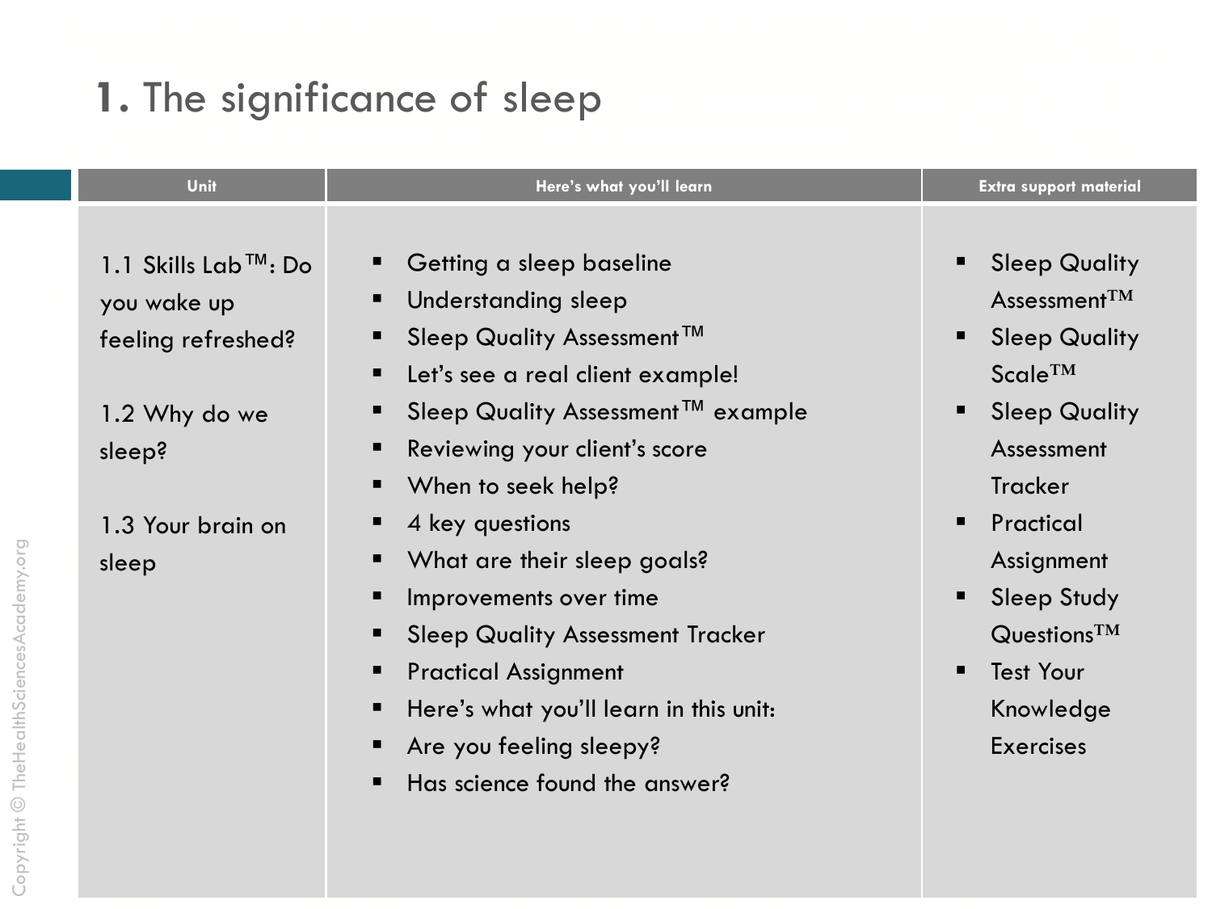# 1. The significance of sleep

| Unit | Here's what you'll learn | Extra support material |
|---|---|---|
| 1.1 Skills Lab™: Do you wake up feeling refreshed?<br><br>1.2 Why do we sleep?<br><br>1.3 Your brain on sleep | ▪ Getting a sleep baseline<br>▪ Understanding sleep<br>▪ Sleep Quality Assessment™<br>▪ Let's see a real client example!<br>▪ Sleep Quality Assessment™ example<br>▪ Reviewing your client's score<br>▪ When to seek help?<br>▪ 4 key questions<br>▪ What are their sleep goals?<br>▪ Improvements over time<br>▪ Sleep Quality Assessment Tracker<br>▪ Practical Assignment<br>▪ Here's what you'll learn in this unit:<br>▪ Are you feeling sleepy?<br>▪ Has science found the answer? | ▪ Sleep Quality Assessment™<br>▪ Sleep Quality Scale™<br>▪ Sleep Quality Assessment Tracker<br>▪ Practical Assignment<br>▪ Sleep Study Questions™<br>▪ Test Your Knowledge Exercises |

Copyright © TheHealthSciencesAcademy.org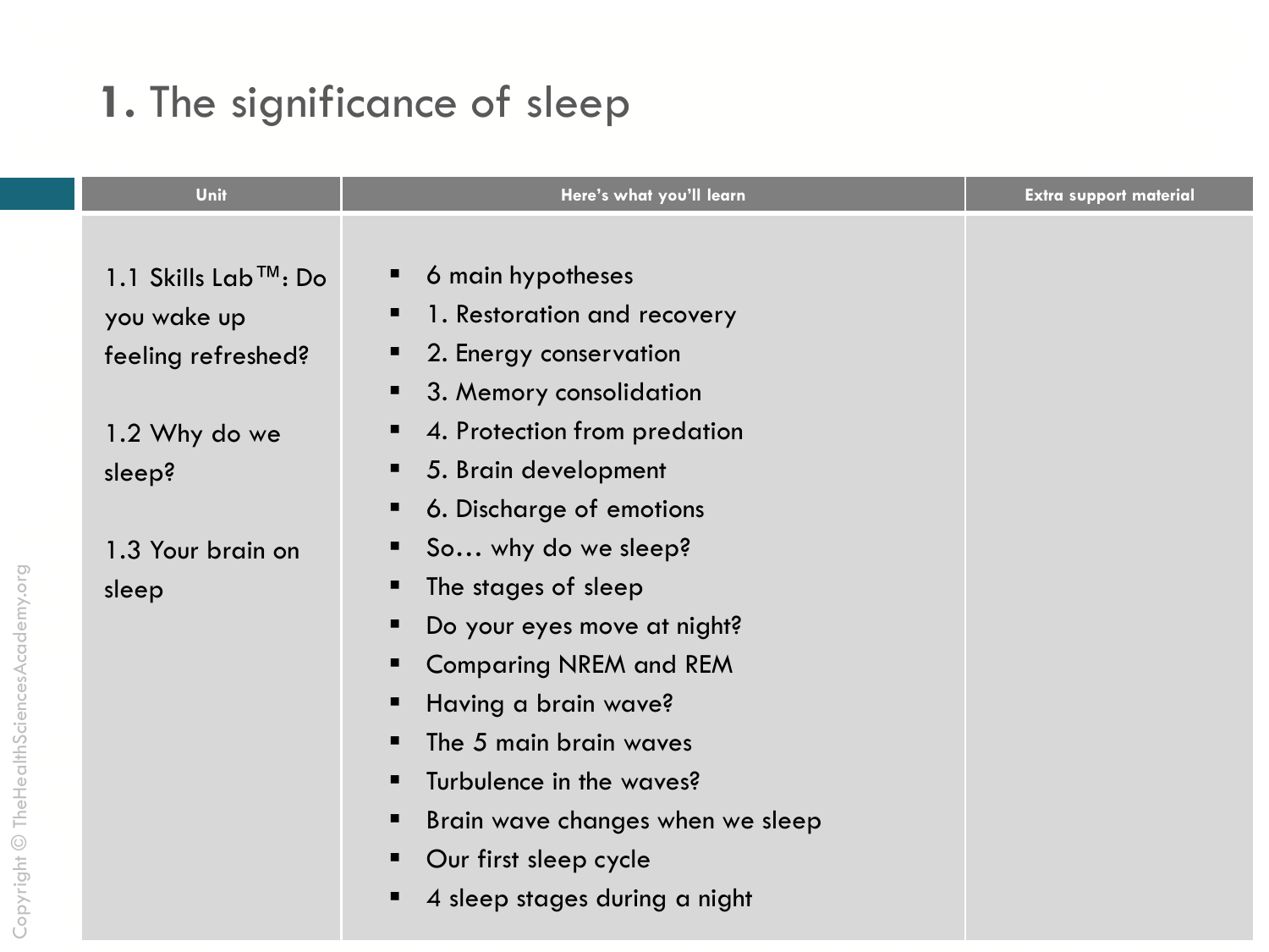# **1.** The significance of sleep

| Unit | Here's what you'll learn | Extra support material |
|---|---|---|
| 1.1 Skills Lab™: Do you wake up feeling refreshed?<br><br>1.2 Why do we sleep?<br><br>1.3 Your brain on sleep | ▪ 6 main hypotheses<br>▪ 1. Restoration and recovery<br>▪ 2. Energy conservation<br>▪ 3. Memory consolidation<br>▪ 4. Protection from predation<br>▪ 5. Brain development<br>▪ 6. Discharge of emotions<br>▪ So… why do we sleep?<br>▪ The stages of sleep<br>▪ Do your eyes move at night?<br>▪ Comparing NREM and REM<br>▪ Having a brain wave?<br>▪ The 5 main brain waves<br>▪ Turbulence in the waves?<br>▪ Brain wave changes when we sleep<br>▪ Our first sleep cycle<br>▪ 4 sleep stages during a night | |

Copyright © TheHealthSciencesAcademy.org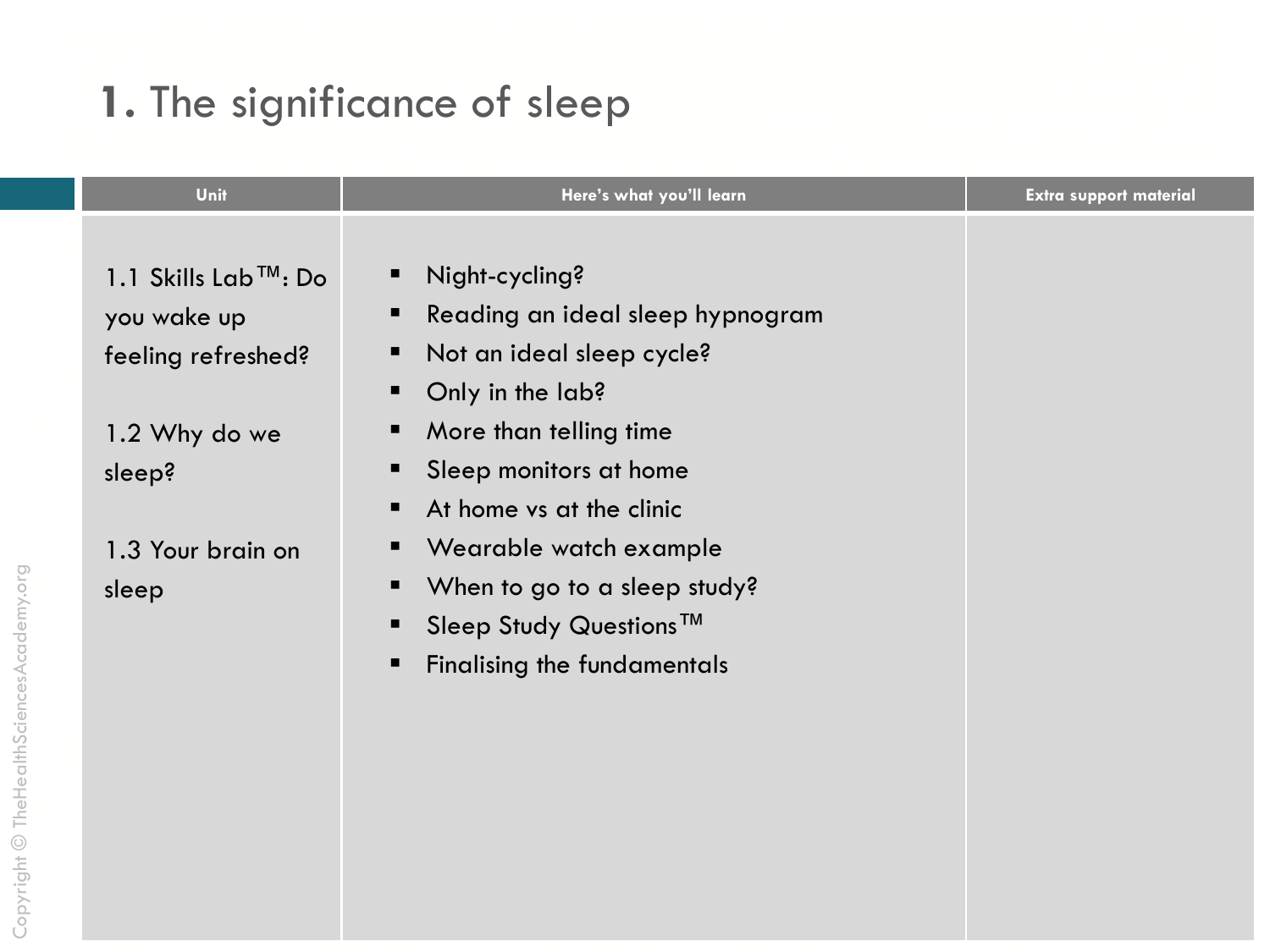# 1. The significance of sleep

| Unit | Here's what you'll learn | Extra support material |
| --- | --- | --- |
| 1.1 Skills Lab™: Do you wake up feeling refreshed?<br><br>1.2 Why do we sleep?<br><br>1.3 Your brain on sleep | ▪ Night-cycling?<br>▪ Reading an ideal sleep hypnogram<br>▪ Not an ideal sleep cycle?<br>▪ Only in the lab?<br>▪ More than telling time<br>▪ Sleep monitors at home<br>▪ At home vs at the clinic<br>▪ Wearable watch example<br>▪ When to go to a sleep study?<br>▪ Sleep Study Questions™<br>▪ Finalising the fundamentals | |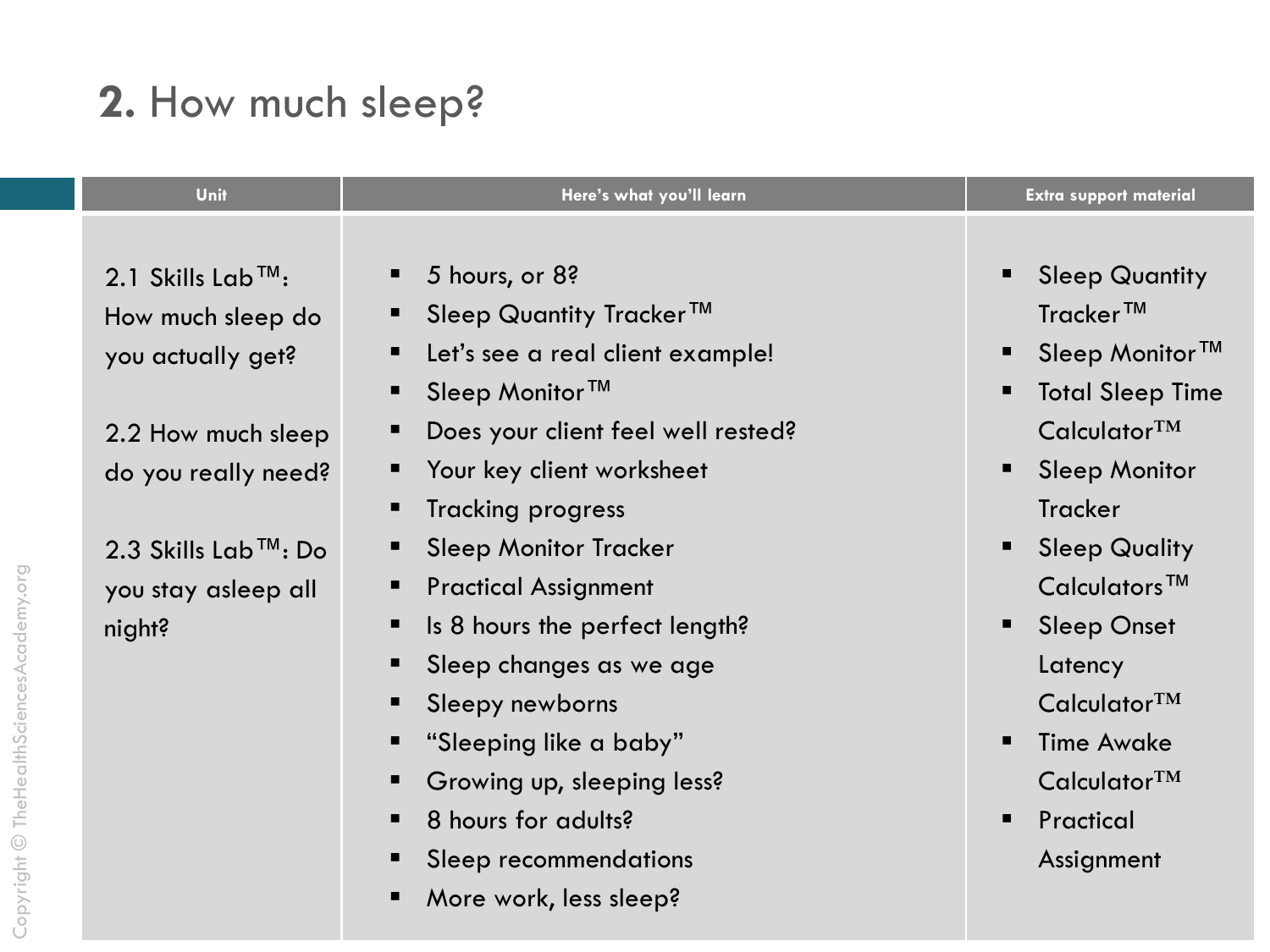## **2.** How much sleep?

| Unit | Here's what you'll learn | Extra support material |
|---|---|---|
| 2.1 Skills Lab™: How much sleep do you actually get?<br><br>2.2 How much sleep do you really need?<br><br>2.3 Skills Lab™: Do you stay asleep all night? | ▪ 5 hours, or 8?<br>▪ Sleep Quantity Tracker™<br>▪ Let's see a real client example!<br>▪ Sleep Monitor™<br>▪ Does your client feel well rested?<br>▪ Your key client worksheet<br>▪ Tracking progress<br>▪ Sleep Monitor Tracker<br>▪ Practical Assignment<br>▪ Is 8 hours the perfect length?<br>▪ Sleep changes as we age<br>▪ Sleepy newborns<br>▪ "Sleeping like a baby"<br>▪ Growing up, sleeping less?<br>▪ 8 hours for adults?<br>▪ Sleep recommendations<br>▪ More work, less sleep? | ▪ Sleep Quantity Tracker™<br>▪ Sleep Monitor™<br>▪ Total Sleep Time Calculator™<br>▪ Sleep Monitor Tracker<br>▪ Sleep Quality Calculators™<br>▪ Sleep Onset Latency Calculator™<br>▪ Time Awake Calculator™<br>▪ Practical Assignment |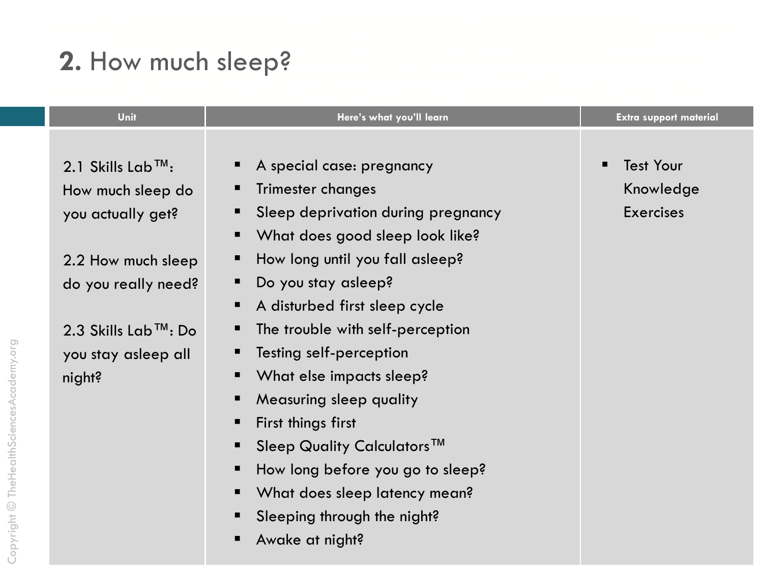# **2.** How much sleep?

| Unit | Here's what you'll learn | Extra support material |
|---|---|---|
| 2.1 Skills Lab™: How much sleep do you actually get?<br><br>2.2 How much sleep do you really need?<br><br>2.3 Skills Lab™: Do you stay asleep all night? | ▪ A special case: pregnancy<br>▪ Trimester changes<br>▪ Sleep deprivation during pregnancy<br>▪ What does good sleep look like?<br>▪ How long until you fall asleep?<br>▪ Do you stay asleep?<br>▪ A disturbed first sleep cycle<br>▪ The trouble with self-perception<br>▪ Testing self-perception<br>▪ What else impacts sleep?<br>▪ Measuring sleep quality<br>▪ First things first<br>▪ Sleep Quality Calculators™<br>▪ How long before you go to sleep?<br>▪ What does sleep latency mean?<br>▪ Sleeping through the night?<br>▪ Awake at night? | ▪ Test Your Knowledge Exercises |

Copyright © TheHealthSciencesAcademy.org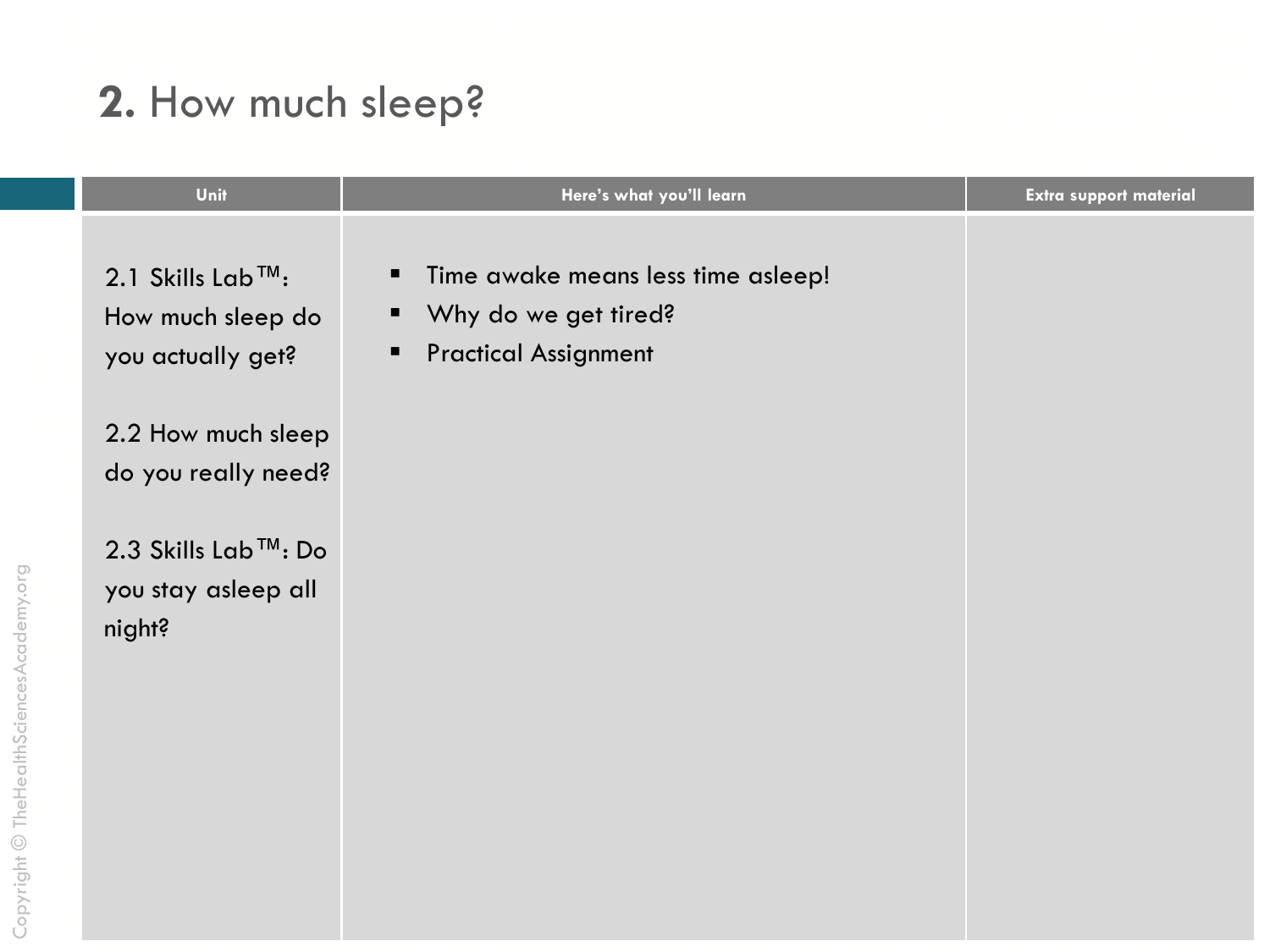## **2.** How much sleep?

| Unit | Here's what you'll learn | Extra support material |
| --- | --- | --- |
| 2.1 Skills Lab™: How much sleep do you actually get?<br><br>2.2 How much sleep do you really need?<br><br>2.3 Skills Lab™: Do you stay asleep all night? | ▪ Time awake means less time asleep!<br>▪ Why do we get tired?<br>▪ Practical Assignment | |

Copyright © TheHealthSciencesAcademy.org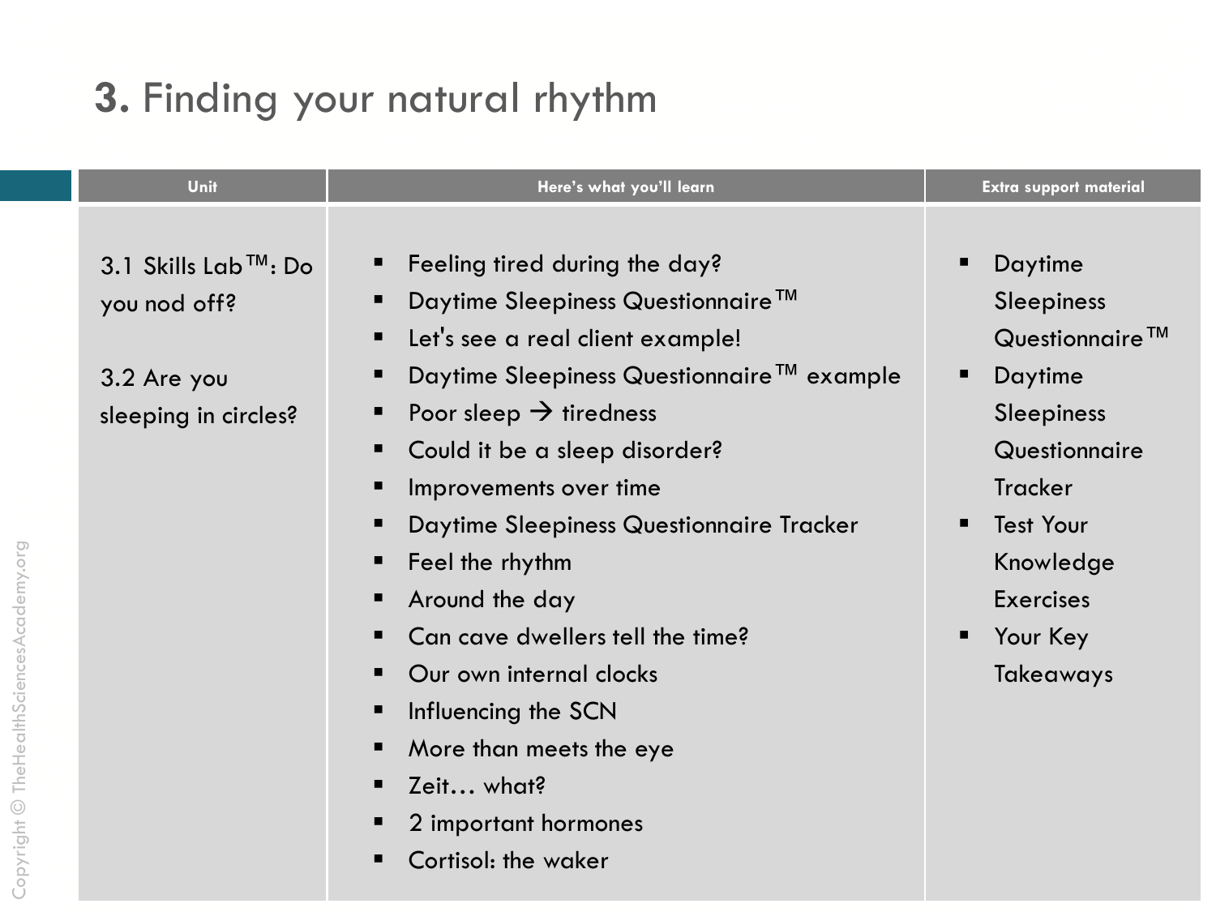# **3.** Finding your natural rhythm

| Unit | Here's what you'll learn | Extra support material |
| --- | --- | --- |
| 3.1 Skills Lab™: Do you nod off?<br><br>3.2 Are you sleeping in circles? | ▪ Feeling tired during the day?<br>▪ Daytime Sleepiness Questionnaire™<br>▪ Let's see a real client example!<br>▪ Daytime Sleepiness Questionnaire™ example<br>▪ Poor sleep → tiredness<br>▪ Could it be a sleep disorder?<br>▪ Improvements over time<br>▪ Daytime Sleepiness Questionnaire Tracker<br>▪ Feel the rhythm<br>▪ Around the day<br>▪ Can cave dwellers tell the time?<br>▪ Our own internal clocks<br>▪ Influencing the SCN<br>▪ More than meets the eye<br>▪ Zeit… what?<br>▪ 2 important hormones<br>▪ Cortisol: the waker | ▪ Daytime Sleepiness Questionnaire™<br>▪ Daytime Sleepiness Questionnaire Tracker<br>▪ Test Your Knowledge Exercises<br>▪ Your Key Takeaways |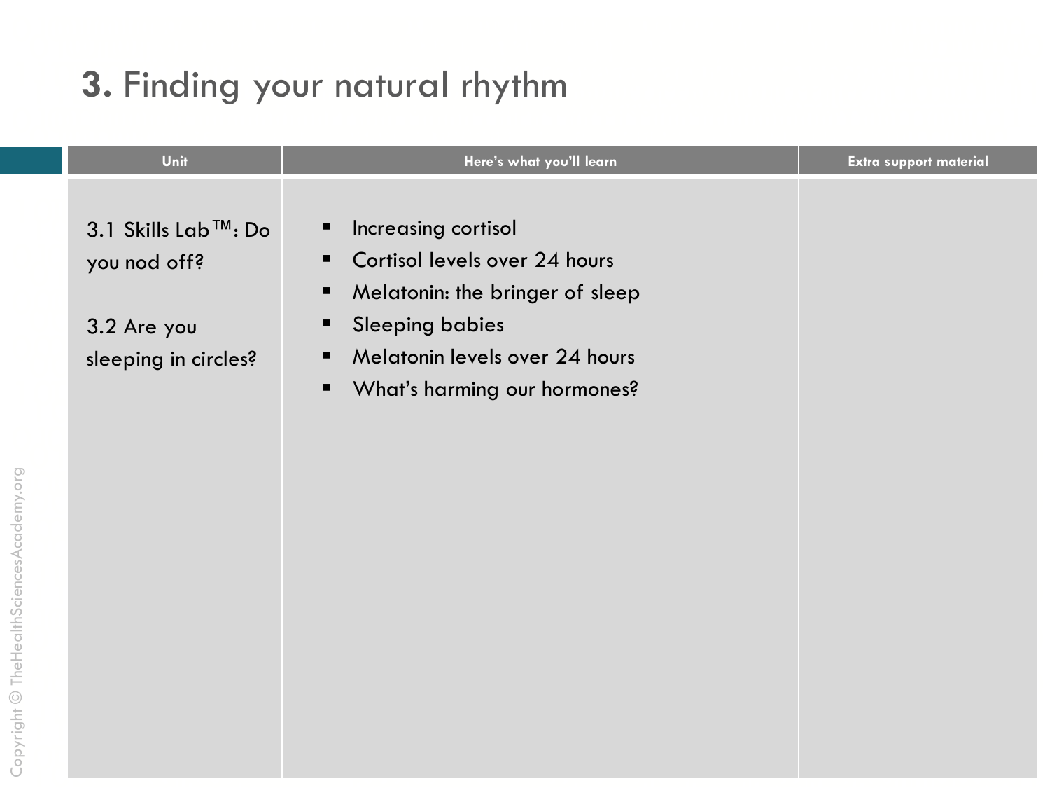# 3. Finding your natural rhythm

| Unit | Here's what you'll learn | Extra support material |
| --- | --- | --- |
| 3.1 Skills Lab™: Do you nod off?<br><br>3.2 Are you sleeping in circles? | ▪ Increasing cortisol<br>▪ Cortisol levels over 24 hours<br>▪ Melatonin: the bringer of sleep<br>▪ Sleeping babies<br>▪ Melatonin levels over 24 hours<br>▪ What's harming our hormones? | |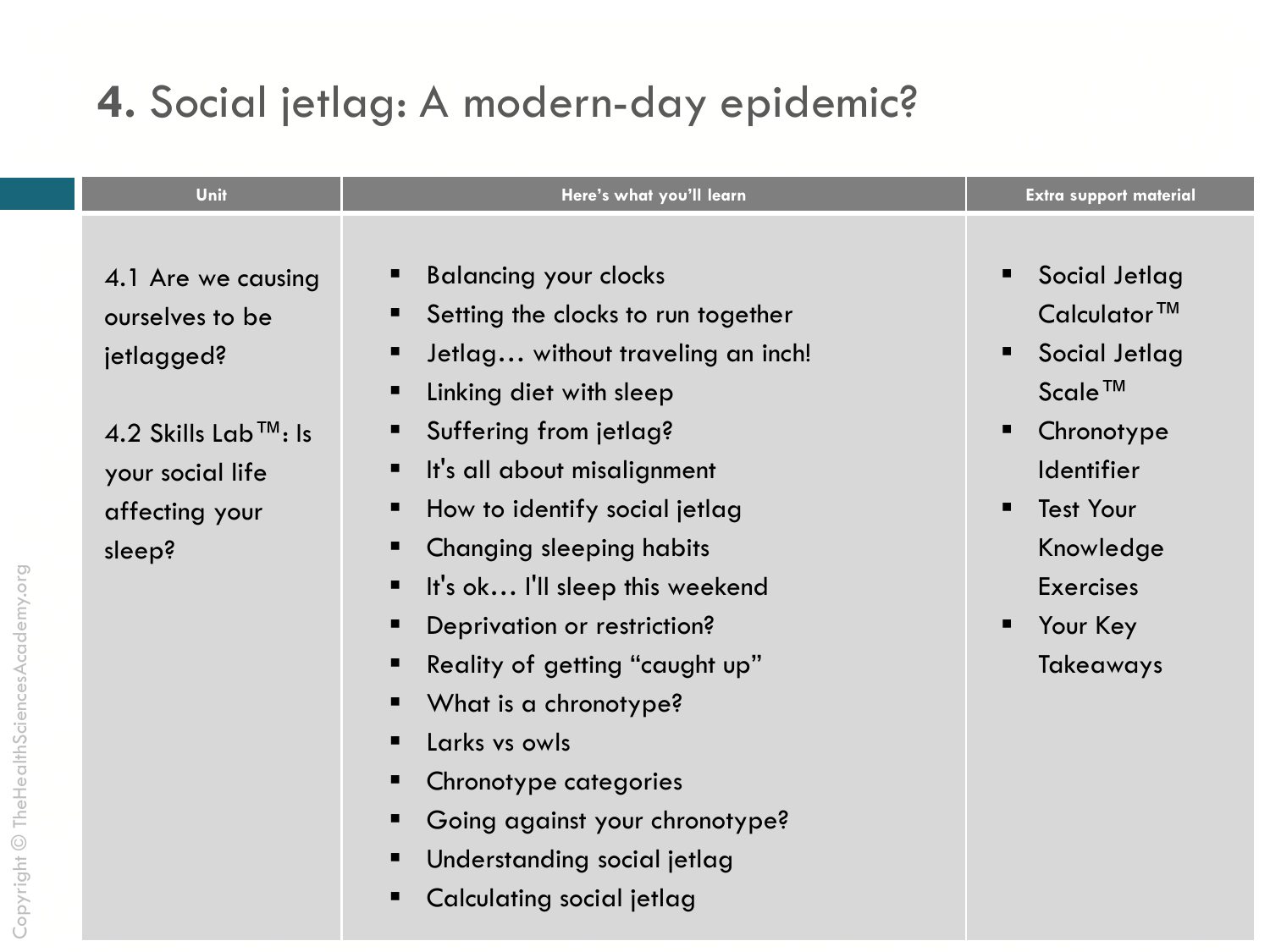# **4.** Social jetlag: A modern-day epidemic?

| Unit | Here's what you'll learn | Extra support material |
| --- | --- | --- |
| 4.1 Are we causing ourselves to be jetlagged?<br><br>4.2 Skills Lab™: Is your social life affecting your sleep? | ▪ Balancing your clocks<br>▪ Setting the clocks to run together<br>▪ Jetlag… without traveling an inch!<br>▪ Linking diet with sleep<br>▪ Suffering from jetlag?<br>▪ It's all about misalignment<br>▪ How to identify social jetlag<br>▪ Changing sleeping habits<br>▪ It's ok… I'll sleep this weekend<br>▪ Deprivation or restriction?<br>▪ Reality of getting "caught up"<br>▪ What is a chronotype?<br>▪ Larks vs owls<br>▪ Chronotype categories<br>▪ Going against your chronotype?<br>▪ Understanding social jetlag<br>▪ Calculating social jetlag | ▪ Social Jetlag Calculator™<br>▪ Social Jetlag Scale™<br>▪ Chronotype Identifier<br>▪ Test Your Knowledge Exercises<br>▪ Your Key Takeaways |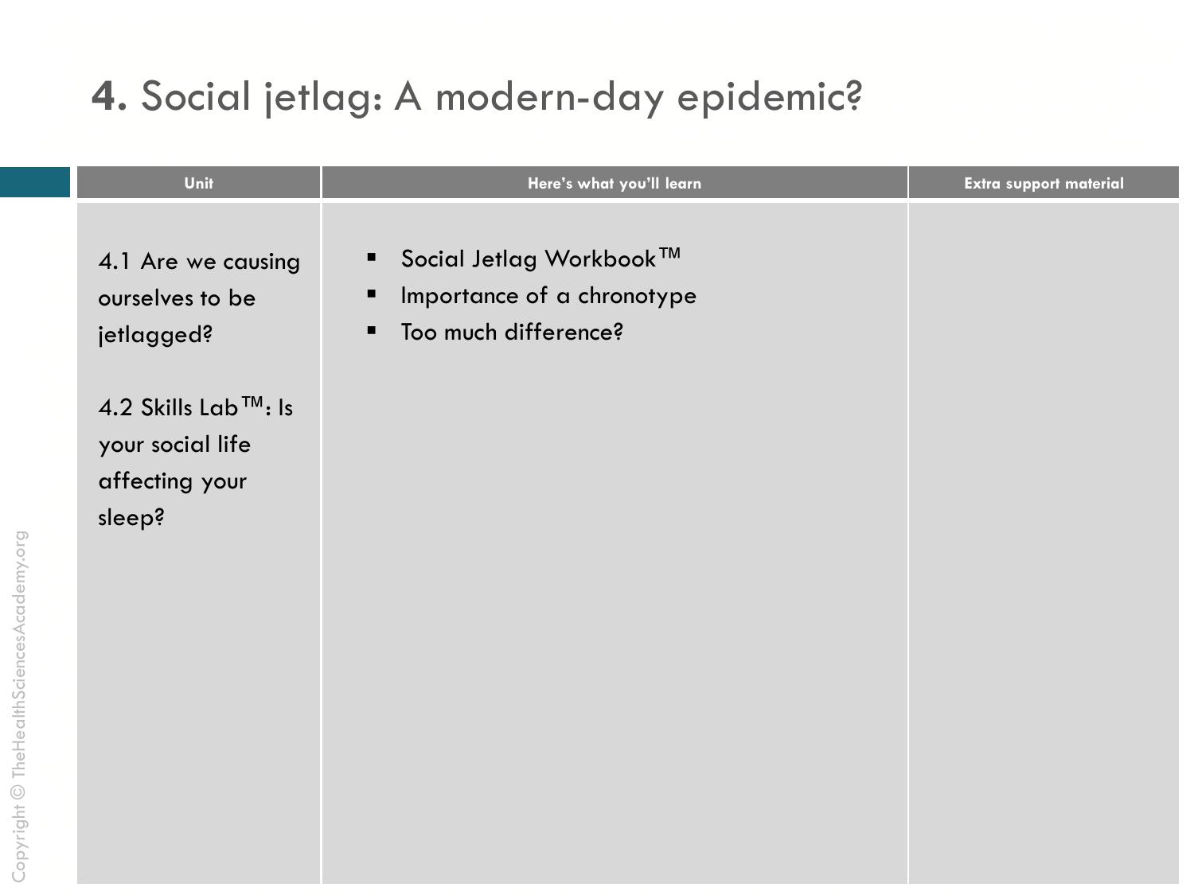# **4.** Social jetlag: A modern-day epidemic?

| Unit | Here's what you'll learn | Extra support material |
| --- | --- | --- |
| 4.1 Are we causing ourselves to be jetlagged?<br><br>4.2 Skills Lab™: Is your social life affecting your sleep? | ▪ Social Jetlag Workbook™<br>▪ Importance of a chronotype<br>▪ Too much difference? | |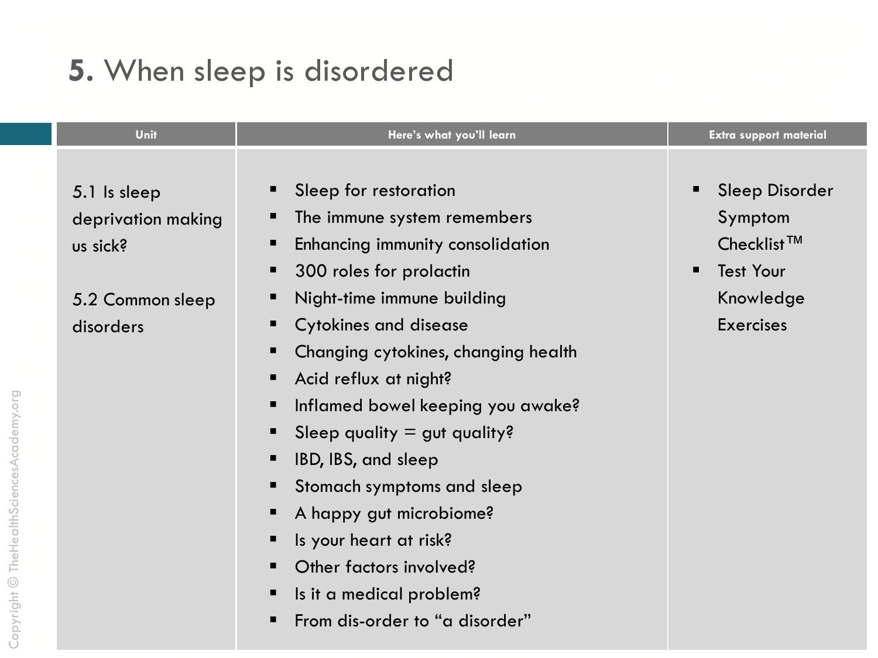# 5. When sleep is disordered

| Unit | Here's what you'll learn | Extra support material |
|---|---|---|
| 5.1 Is sleep deprivation making us sick?<br><br>5.2 Common sleep disorders | ▪ Sleep for restoration<br>▪ The immune system remembers<br>▪ Enhancing immunity consolidation<br>▪ 300 roles for prolactin<br>▪ Night-time immune building<br>▪ Cytokines and disease<br>▪ Changing cytokines, changing health<br>▪ Acid reflux at night?<br>▪ Inflamed bowel keeping you awake?<br>▪ Sleep quality = gut quality?<br>▪ IBD, IBS, and sleep<br>▪ Stomach symptoms and sleep<br>▪ A happy gut microbiome?<br>▪ Is your heart at risk?<br>▪ Other factors involved?<br>▪ Is it a medical problem?<br>▪ From dis-order to "a disorder" | ▪ Sleep Disorder Symptom Checklist™<br>▪ Test Your Knowledge Exercises |

Copyright © TheHealthSciencesAcademy.org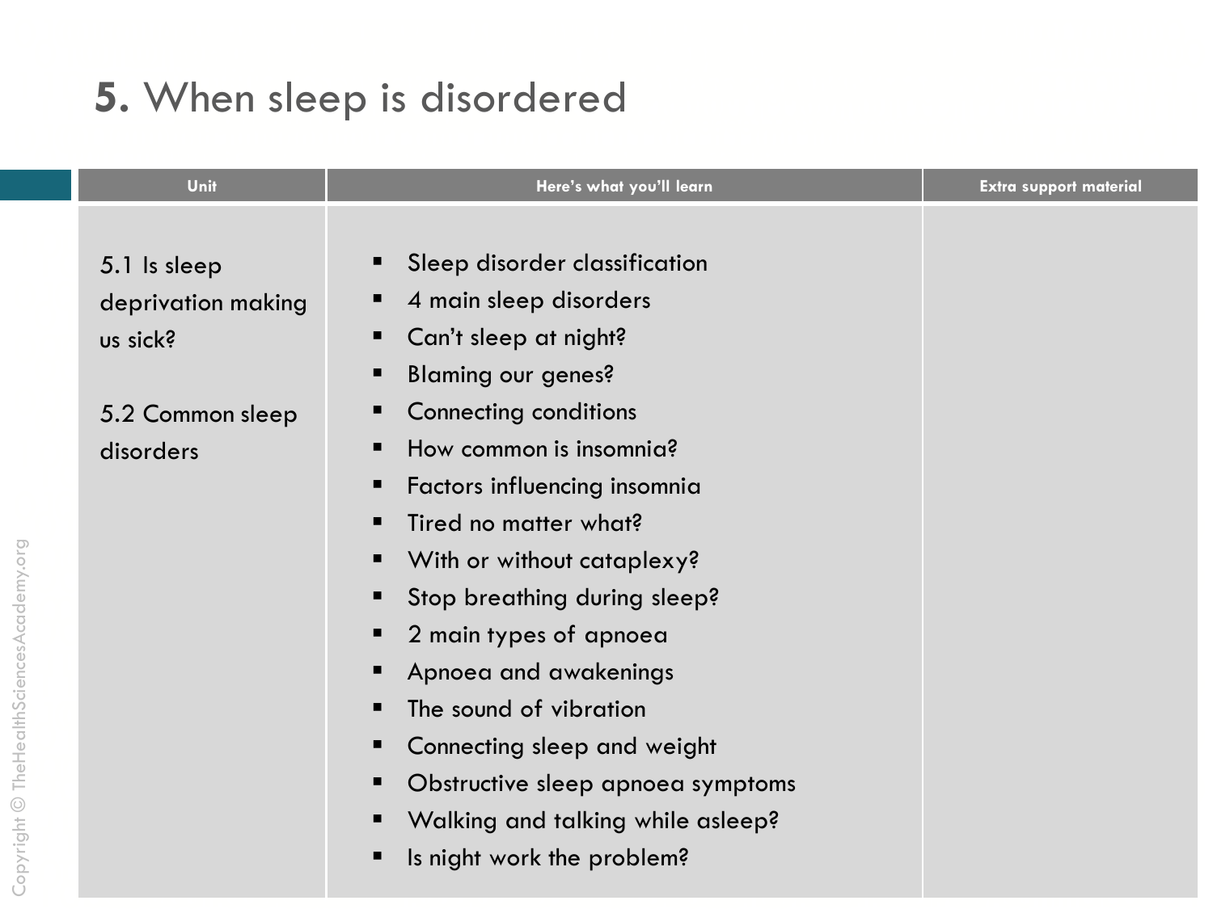# **5.** When sleep is disordered

| Unit | Here's what you'll learn | Extra support material |
| --- | --- | --- |
| 5.1 Is sleep deprivation making us sick?<br><br>5.2 Common sleep disorders | ▪ Sleep disorder classification<br>▪ 4 main sleep disorders<br>▪ Can't sleep at night?<br>▪ Blaming our genes?<br>▪ Connecting conditions<br>▪ How common is insomnia?<br>▪ Factors influencing insomnia<br>▪ Tired no matter what?<br>▪ With or without cataplexy?<br>▪ Stop breathing during sleep?<br>▪ 2 main types of apnoea<br>▪ Apnoea and awakenings<br>▪ The sound of vibration<br>▪ Connecting sleep and weight<br>▪ Obstructive sleep apnoea symptoms<br>▪ Walking and talking while asleep?<br>▪ Is night work the problem? | |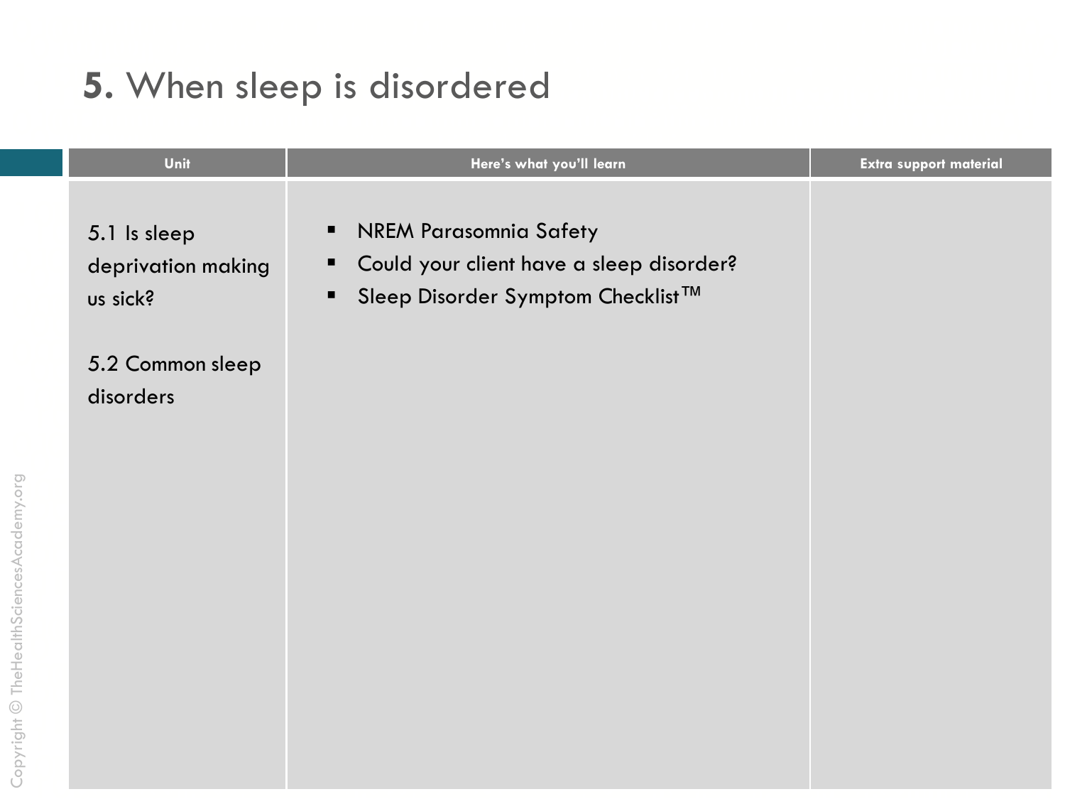# **5.** When sleep is disordered

| Unit | Here's what you'll learn | Extra support material |
|---|---|---|
| 5.1 Is sleep deprivation making us sick?<br><br>5.2 Common sleep disorders | ▪ NREM Parasomnia Safety<br>▪ Could your client have a sleep disorder?<br>▪ Sleep Disorder Symptom Checklist™ | |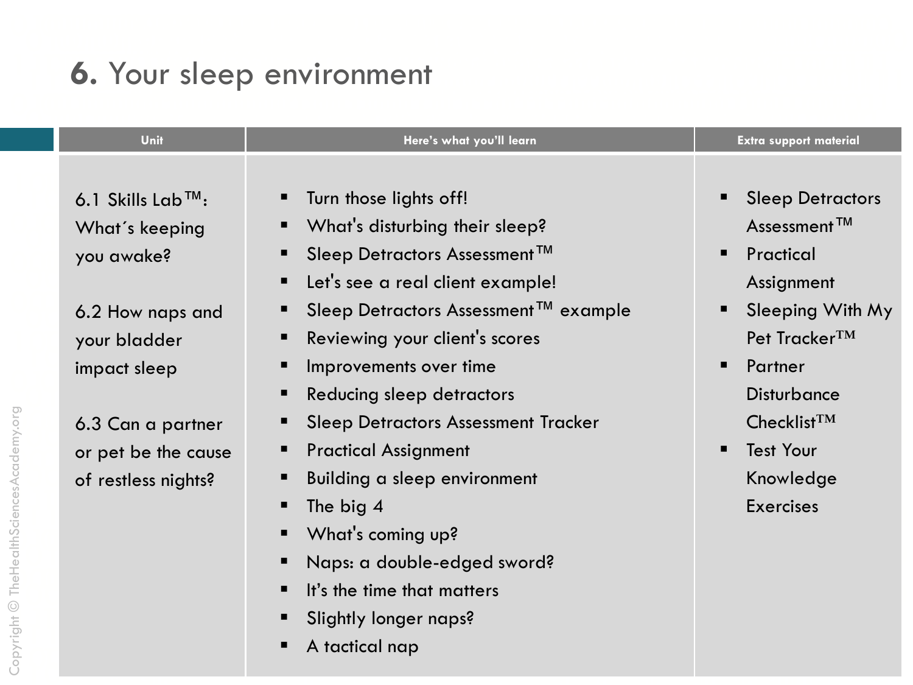# 6. Your sleep environment

| Unit | Here's what you'll learn | Extra support material |
| --- | --- | --- |
| 6.1 Skills Lab™: What´s keeping you awake?<br><br>6.2 How naps and your bladder impact sleep<br><br>6.3 Can a partner or pet be the cause of restless nights? | ▪ Turn those lights off!<br>▪ What's disturbing their sleep?<br>▪ Sleep Detractors Assessment™<br>▪ Let's see a real client example!<br>▪ Sleep Detractors Assessment™ example<br>▪ Reviewing your client's scores<br>▪ Improvements over time<br>▪ Reducing sleep detractors<br>▪ Sleep Detractors Assessment Tracker<br>▪ Practical Assignment<br>▪ Building a sleep environment<br>▪ The big 4<br>▪ What's coming up?<br>▪ Naps: a double-edged sword?<br>▪ It's the time that matters<br>▪ Slightly longer naps?<br>▪ A tactical nap | ▪ Sleep Detractors Assessment™<br>▪ Practical Assignment<br>▪ Sleeping With My Pet Tracker™<br>▪ Partner Disturbance Checklist™<br>▪ Test Your Knowledge Exercises |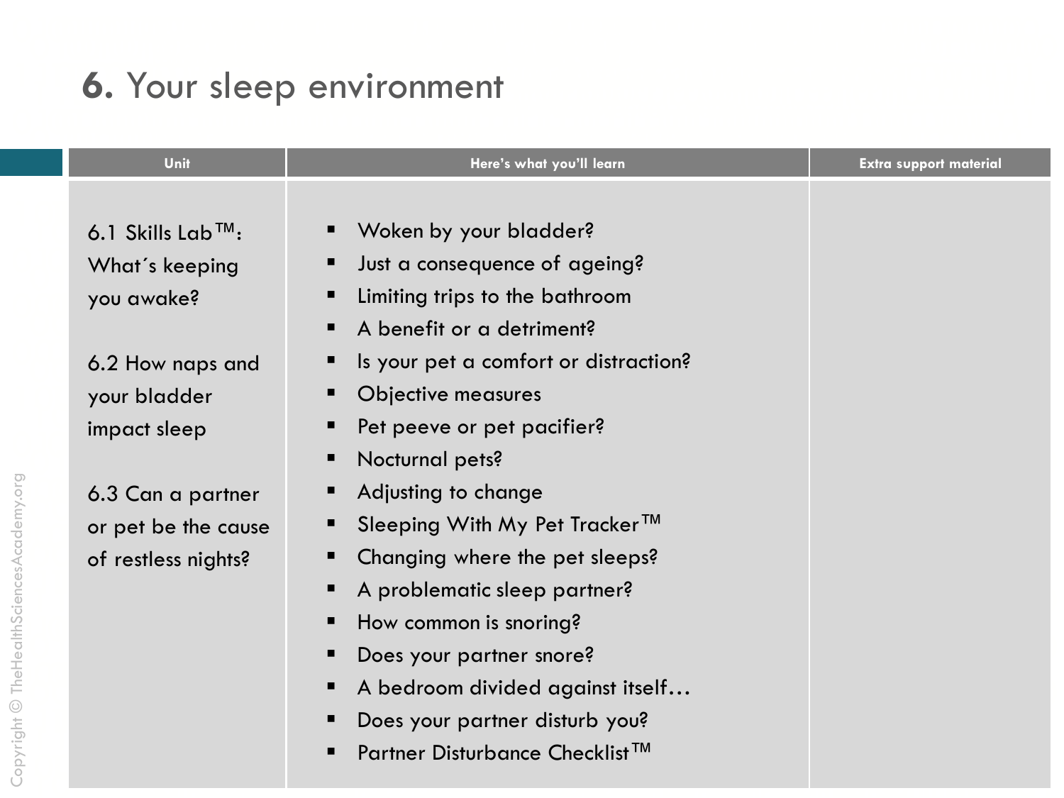# **6.** Your sleep environment

| Unit | Here's what you'll learn | Extra support material |
| --- | --- | --- |
| 6.1 Skills Lab™: What´s keeping you awake?<br><br>6.2 How naps and your bladder impact sleep<br><br>6.3 Can a partner or pet be the cause of restless nights? | ▪ Woken by your bladder?<br>▪ Just a consequence of ageing?<br>▪ Limiting trips to the bathroom<br>▪ A benefit or a detriment?<br>▪ Is your pet a comfort or distraction?<br>▪ Objective measures<br>▪ Pet peeve or pet pacifier?<br>▪ Nocturnal pets?<br>▪ Adjusting to change<br>▪ Sleeping With My Pet Tracker™<br>▪ Changing where the pet sleeps?<br>▪ A problematic sleep partner?<br>▪ How common is snoring?<br>▪ Does your partner snore?<br>▪ A bedroom divided against itself…<br>▪ Does your partner disturb you?<br>▪ Partner Disturbance Checklist™ | |

Copyright © TheHealthSciencesAcademy.org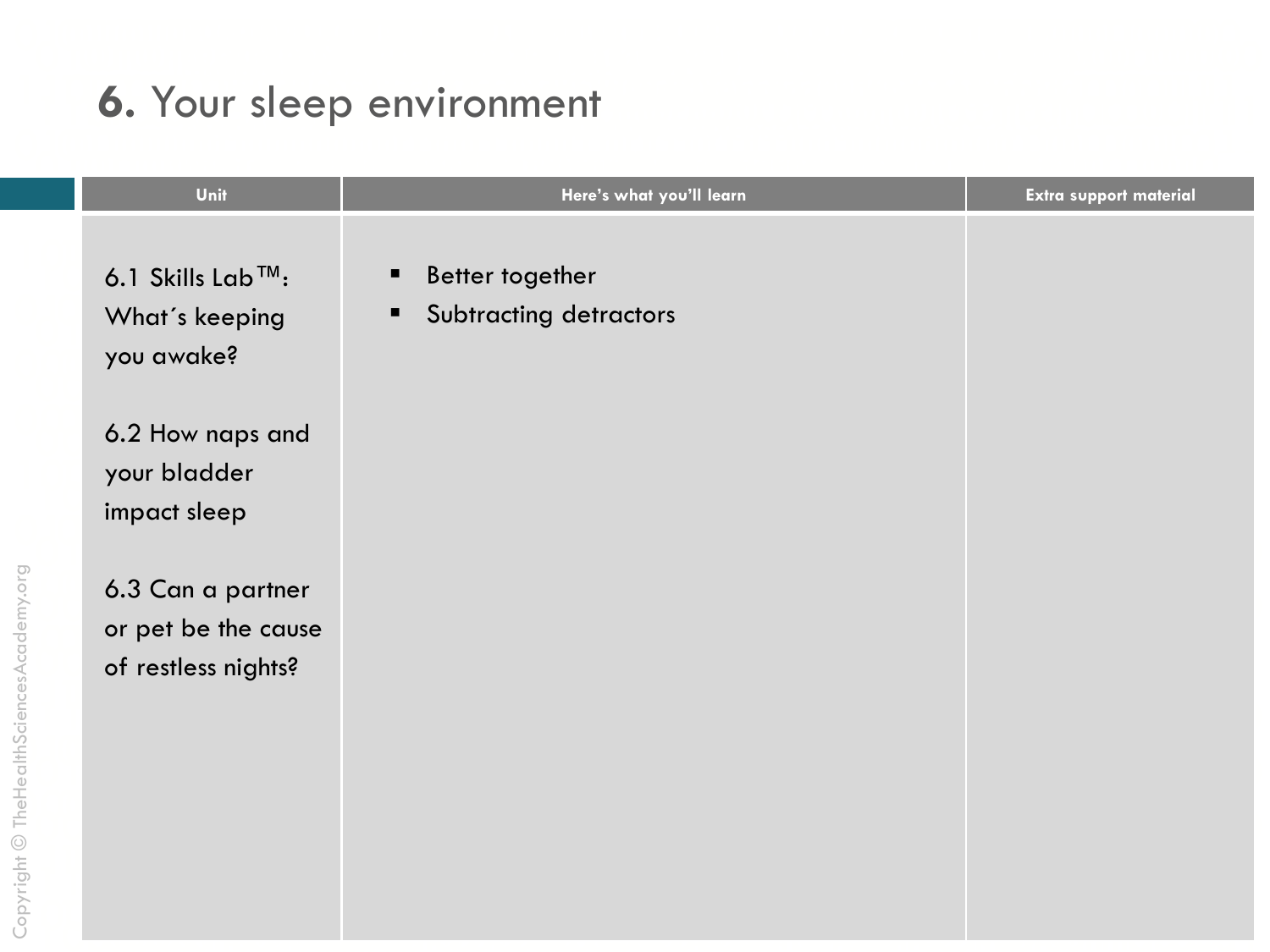# **6.** Your sleep environment

| Unit | Here's what you'll learn | Extra support material |
|---|---|---|
| 6.1 Skills Lab™: What´s keeping you awake?<br><br>6.2 How naps and your bladder impact sleep<br><br>6.3 Can a partner or pet be the cause of restless nights? | ▪ Better together<br>▪ Subtracting detractors | |

Copyright © TheHealthSciencesAcademy.org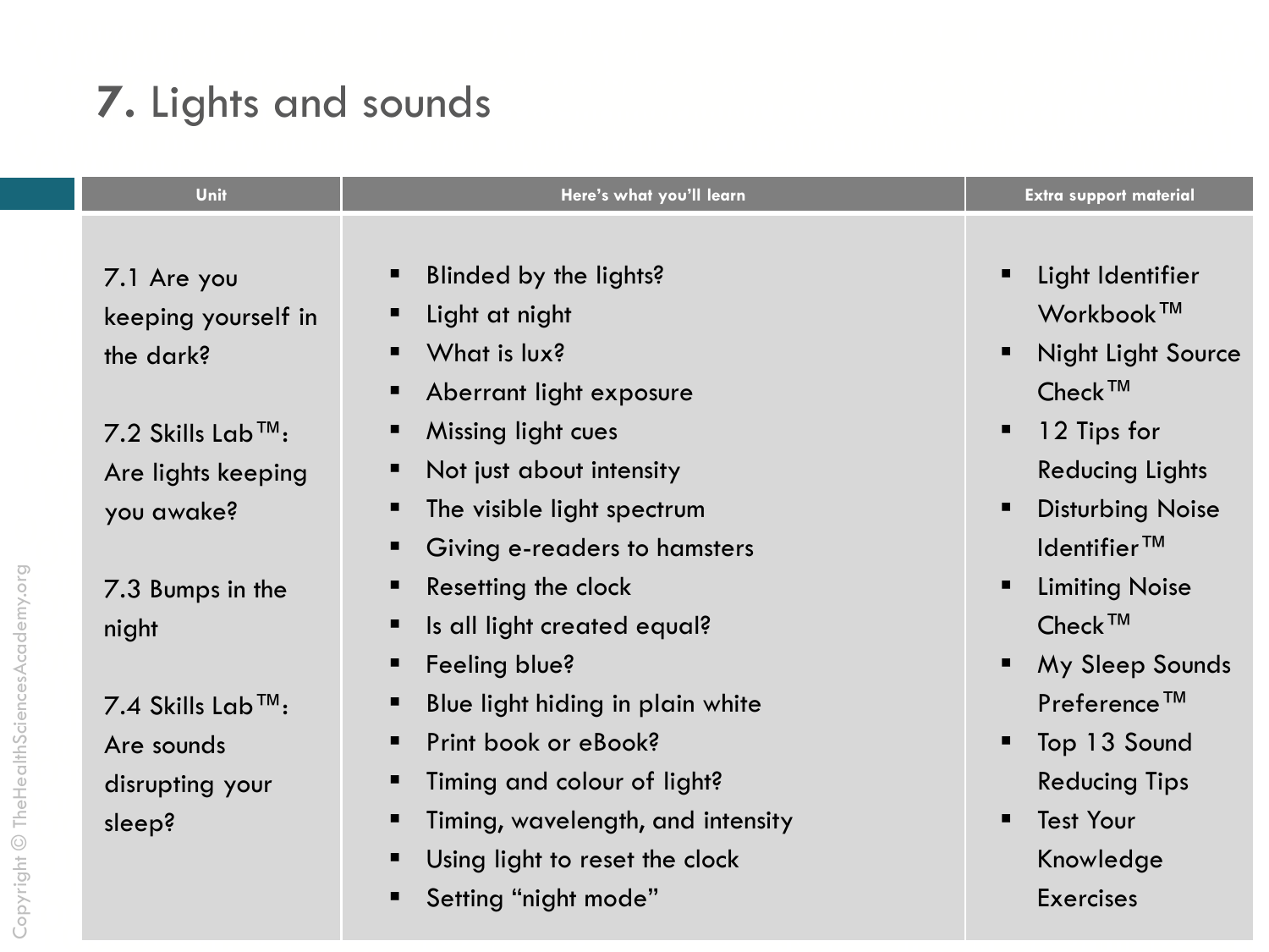# 7. Lights and sounds

| Unit | Here's what you'll learn | Extra support material |
|---|---|---|
| 7.1 Are you keeping yourself in the dark?<br><br>7.2 Skills Lab™: Are lights keeping you awake?<br><br>7.3 Bumps in the night<br><br>7.4 Skills Lab™: Are sounds disrupting your sleep? | ▪ Blinded by the lights?<br>▪ Light at night<br>▪ What is lux?<br>▪ Aberrant light exposure<br>▪ Missing light cues<br>▪ Not just about intensity<br>▪ The visible light spectrum<br>▪ Giving e-readers to hamsters<br>▪ Resetting the clock<br>▪ Is all light created equal?<br>▪ Feeling blue?<br>▪ Blue light hiding in plain white<br>▪ Print book or eBook?<br>▪ Timing and colour of light?<br>▪ Timing, wavelength, and intensity<br>▪ Using light to reset the clock<br>▪ Setting "night mode" | ▪ Light Identifier Workbook™<br>▪ Night Light Source Check™<br>▪ 12 Tips for Reducing Lights<br>▪ Disturbing Noise Identifier™<br>▪ Limiting Noise Check™<br>▪ My Sleep Sounds Preference™<br>▪ Top 13 Sound Reducing Tips<br>▪ Test Your Knowledge Exercises |

Copyright © TheHealthSciencesAcademy.org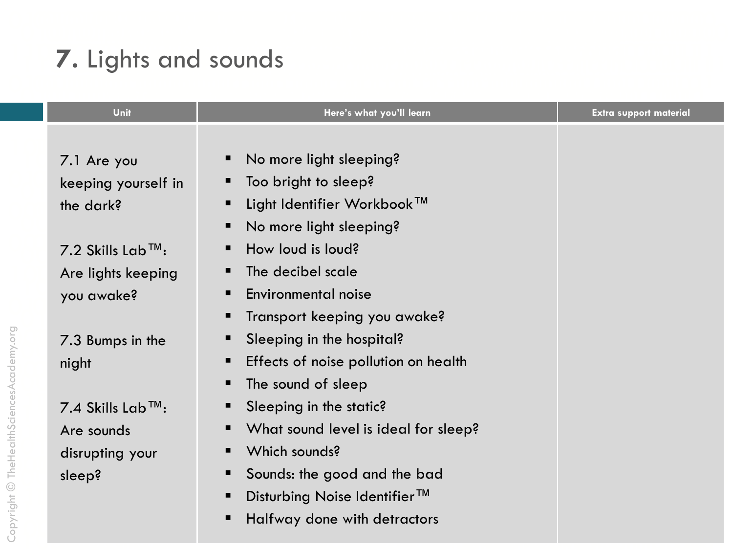# 7. Lights and sounds

| Unit | Here's what you'll learn | Extra support material |
|---|---|---|
| 7.1 Are you keeping yourself in the dark?<br><br>7.2 Skills Lab™: Are lights keeping you awake?<br><br>7.3 Bumps in the night<br><br>7.4 Skills Lab™: Are sounds disrupting your sleep? | ▪ No more light sleeping?<br>▪ Too bright to sleep?<br>▪ Light Identifier Workbook™<br>▪ No more light sleeping?<br>▪ How loud is loud?<br>▪ The decibel scale<br>▪ Environmental noise<br>▪ Transport keeping you awake?<br>▪ Sleeping in the hospital?<br>▪ Effects of noise pollution on health<br>▪ The sound of sleep<br>▪ Sleeping in the static?<br>▪ What sound level is ideal for sleep?<br>▪ Which sounds?<br>▪ Sounds: the good and the bad<br>▪ Disturbing Noise Identifier™<br>▪ Halfway done with detractors | |

Copyright © TheHealthSciencesAcademy.org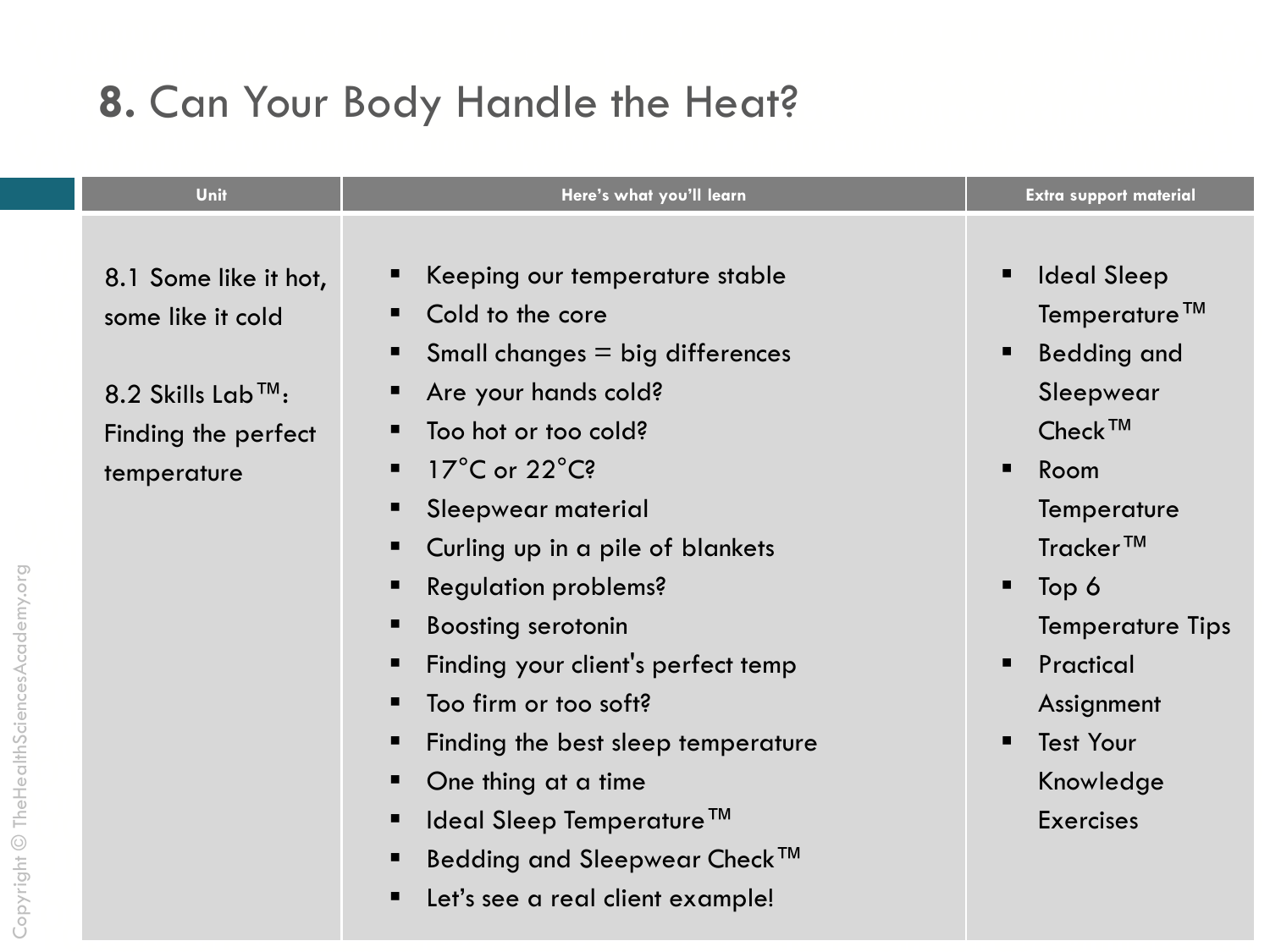# **8.** Can Your Body Handle the Heat?

| Unit | Here's what you'll learn | Extra support material |
| --- | --- | --- |
| 8.1 Some like it hot, some like it cold<br><br>8.2 Skills Lab™: Finding the perfect temperature | ▪ Keeping our temperature stable<br>▪ Cold to the core<br>▪ Small changes = big differences<br>▪ Are your hands cold?<br>▪ Too hot or too cold?<br>▪ 17°C or 22°C?<br>▪ Sleepwear material<br>▪ Curling up in a pile of blankets<br>▪ Regulation problems?<br>▪ Boosting serotonin<br>▪ Finding your client's perfect temp<br>▪ Too firm or too soft?<br>▪ Finding the best sleep temperature<br>▪ One thing at a time<br>▪ Ideal Sleep Temperature™<br>▪ Bedding and Sleepwear Check™<br>▪ Let's see a real client example! | ▪ Ideal Sleep Temperature™<br>▪ Bedding and Sleepwear Check™<br>▪ Room Temperature Tracker™<br>▪ Top 6 Temperature Tips<br>▪ Practical Assignment<br>▪ Test Your Knowledge Exercises |

Copyright © TheHealthSciencesAcademy.org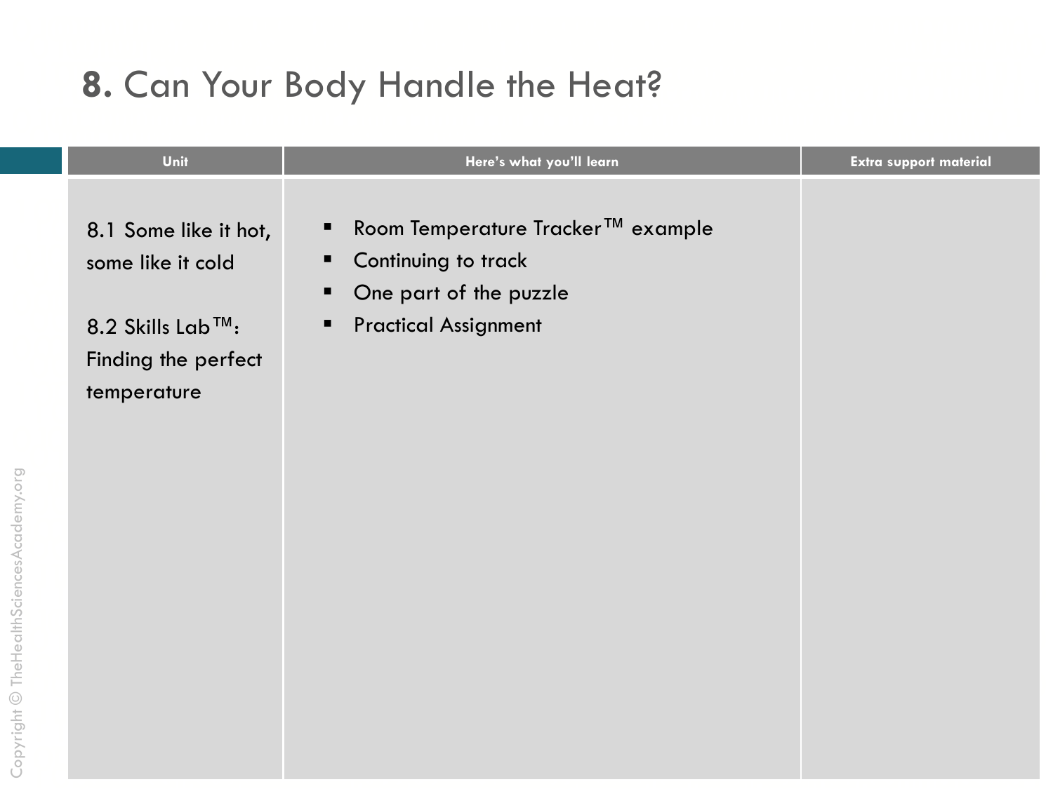# **8.** Can Your Body Handle the Heat?

| Unit | Here's what you'll learn | Extra support material |
| --- | --- | --- |
| 8.1 Some like it hot, some like it cold<br><br>8.2 Skills Lab™: Finding the perfect temperature | ▪ Room Temperature Tracker™ example<br>▪ Continuing to track<br>▪ One part of the puzzle<br>▪ Practical Assignment | |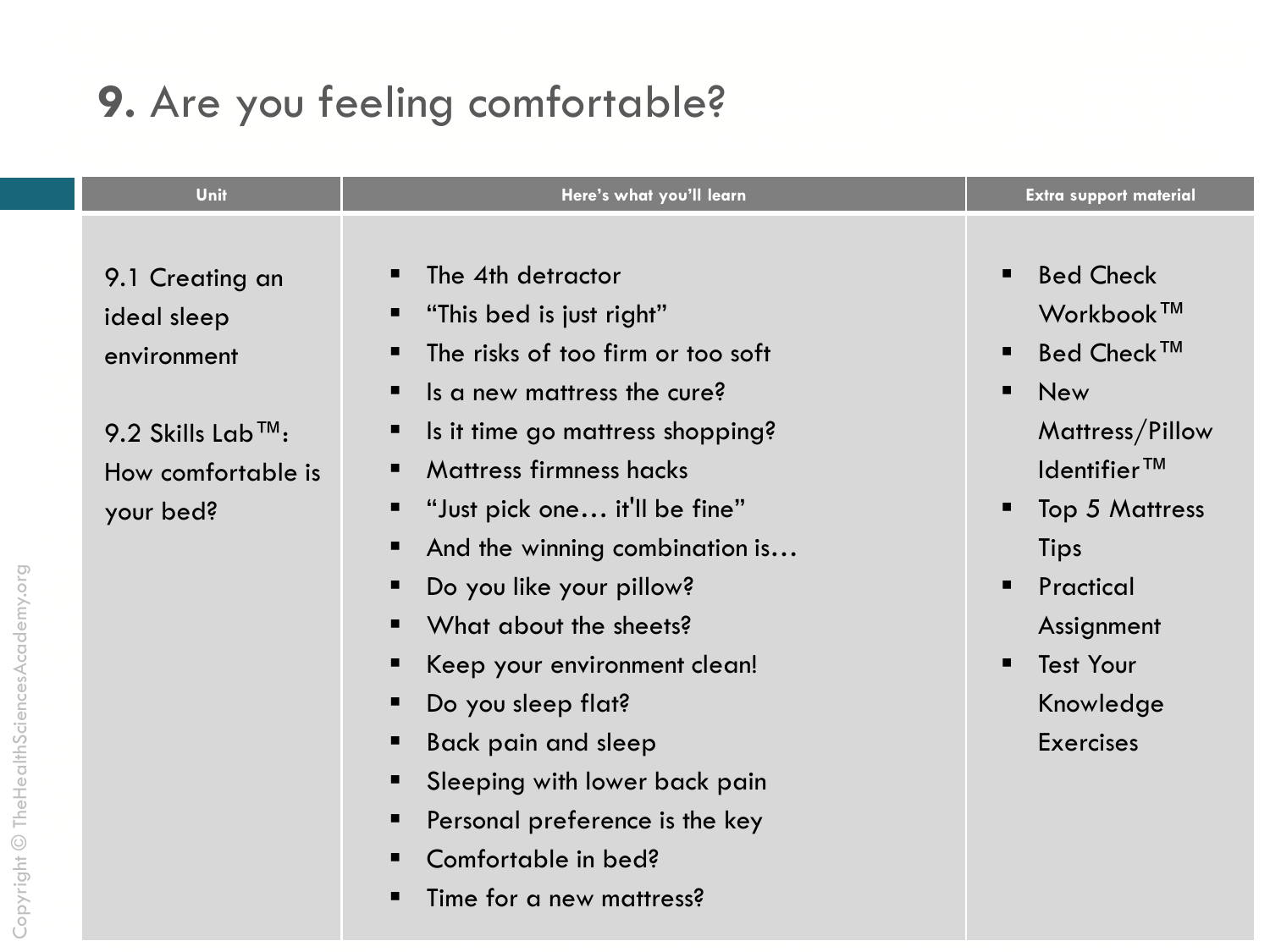# 9. Are you feeling comfortable?

| Unit | Here's what you'll learn | Extra support material |
| --- | --- | --- |
| 9.1 Creating an ideal sleep environment<br><br>9.2 Skills Lab™: How comfortable is your bed? | ▪ The 4th detractor<br>▪ "This bed is just right"<br>▪ The risks of too firm or too soft<br>▪ Is a new mattress the cure?<br>▪ Is it time go mattress shopping?<br>▪ Mattress firmness hacks<br>▪ "Just pick one… it'll be fine"<br>▪ And the winning combination is…<br>▪ Do you like your pillow?<br>▪ What about the sheets?<br>▪ Keep your environment clean!<br>▪ Do you sleep flat?<br>▪ Back pain and sleep<br>▪ Sleeping with lower back pain<br>▪ Personal preference is the key<br>▪ Comfortable in bed?<br>▪ Time for a new mattress? | ▪ Bed Check Workbook™<br>▪ Bed Check™<br>▪ New Mattress/Pillow Identifier™<br>▪ Top 5 Mattress Tips<br>▪ Practical Assignment<br>▪ Test Your Knowledge Exercises |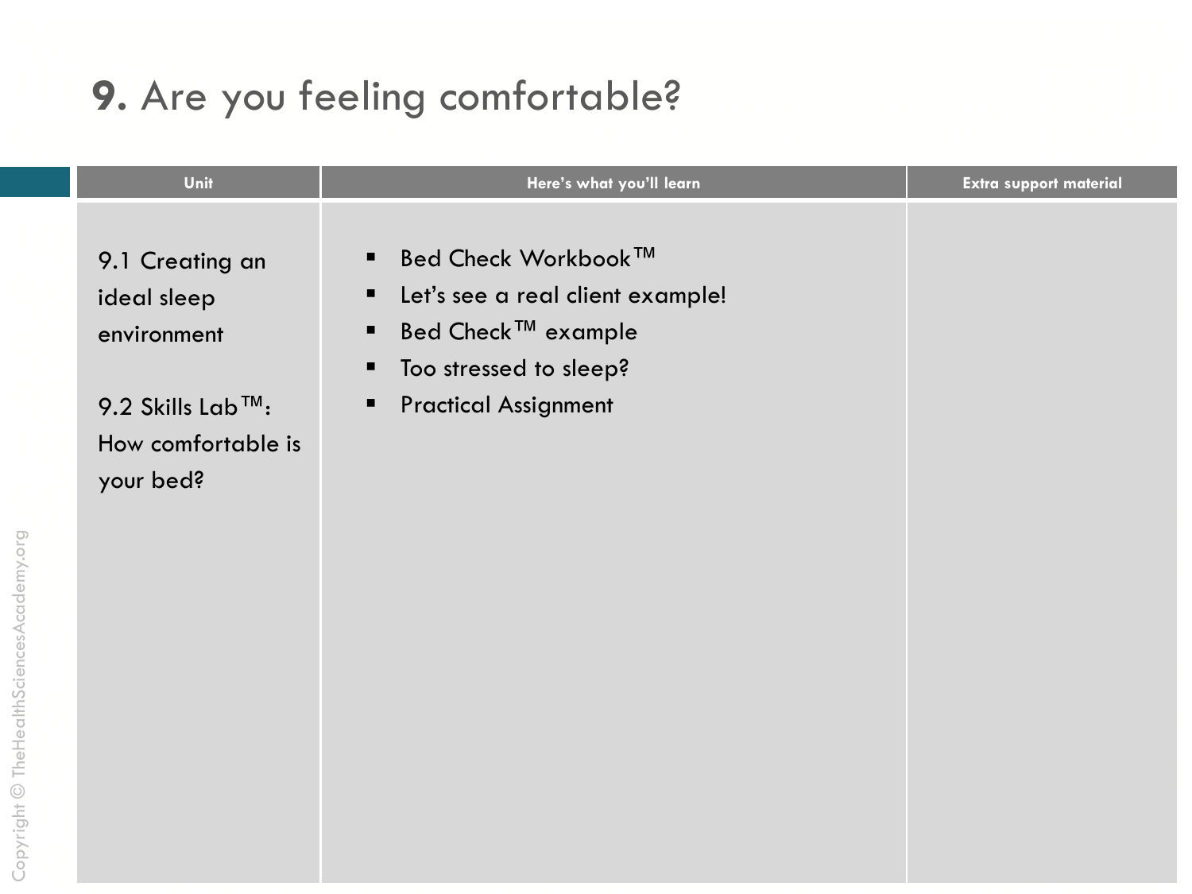# **9.** Are you feeling comfortable?

| Unit | Here's what you'll learn | Extra support material |
|---|---|---|
| 9.1 Creating an ideal sleep environment<br><br>9.2 Skills Lab™: How comfortable is your bed? | ▪ Bed Check Workbook™<br>▪ Let's see a real client example!<br>▪ Bed Check™ example<br>▪ Too stressed to sleep?<br>▪ Practical Assignment | |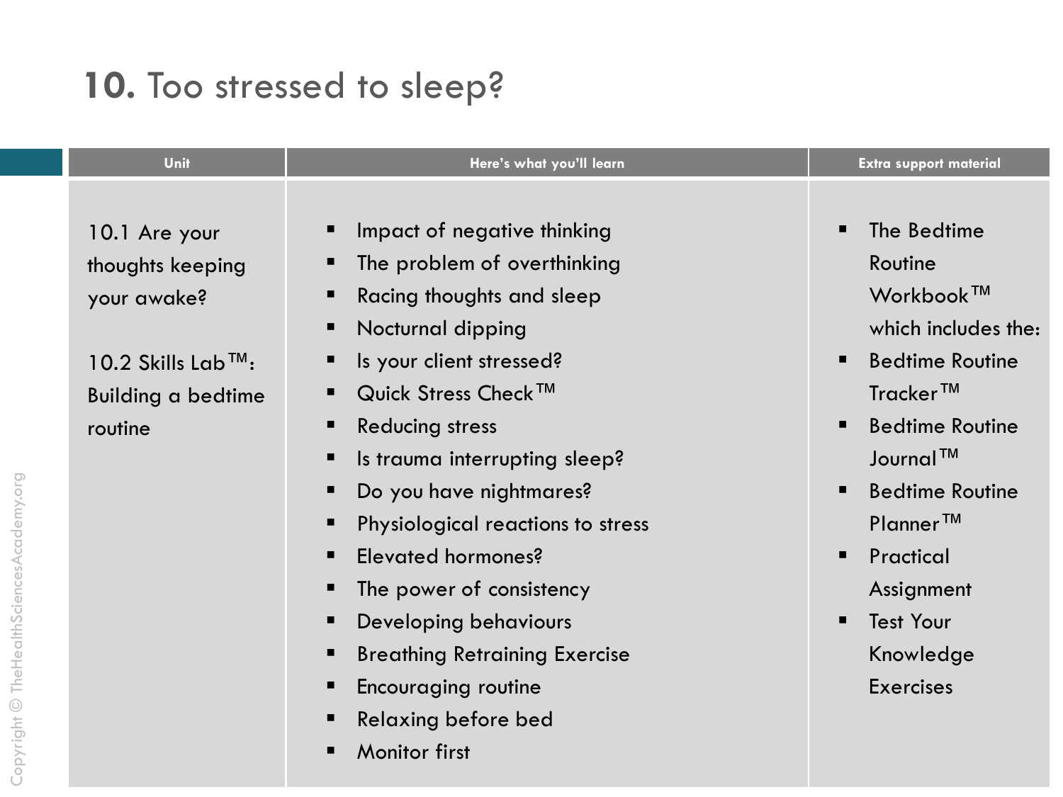# 10. Too stressed to sleep?

| Unit | Here's what you'll learn | Extra support material |
|---|---|---|
| 10.1 Are your thoughts keeping your awake?<br><br>10.2 Skills Lab™: Building a bedtime routine | ▪ Impact of negative thinking<br>▪ The problem of overthinking<br>▪ Racing thoughts and sleep<br>▪ Nocturnal dipping<br>▪ Is your client stressed?<br>▪ Quick Stress Check™<br>▪ Reducing stress<br>▪ Is trauma interrupting sleep?<br>▪ Do you have nightmares?<br>▪ Physiological reactions to stress<br>▪ Elevated hormones?<br>▪ The power of consistency<br>▪ Developing behaviours<br>▪ Breathing Retraining Exercise<br>▪ Encouraging routine<br>▪ Relaxing before bed<br>▪ Monitor first | ▪ The Bedtime Routine Workbook™ which includes the:<br>▪ Bedtime Routine Tracker™<br>▪ Bedtime Routine Journal™<br>▪ Bedtime Routine Planner™<br>▪ Practical Assignment<br>▪ Test Your Knowledge Exercises |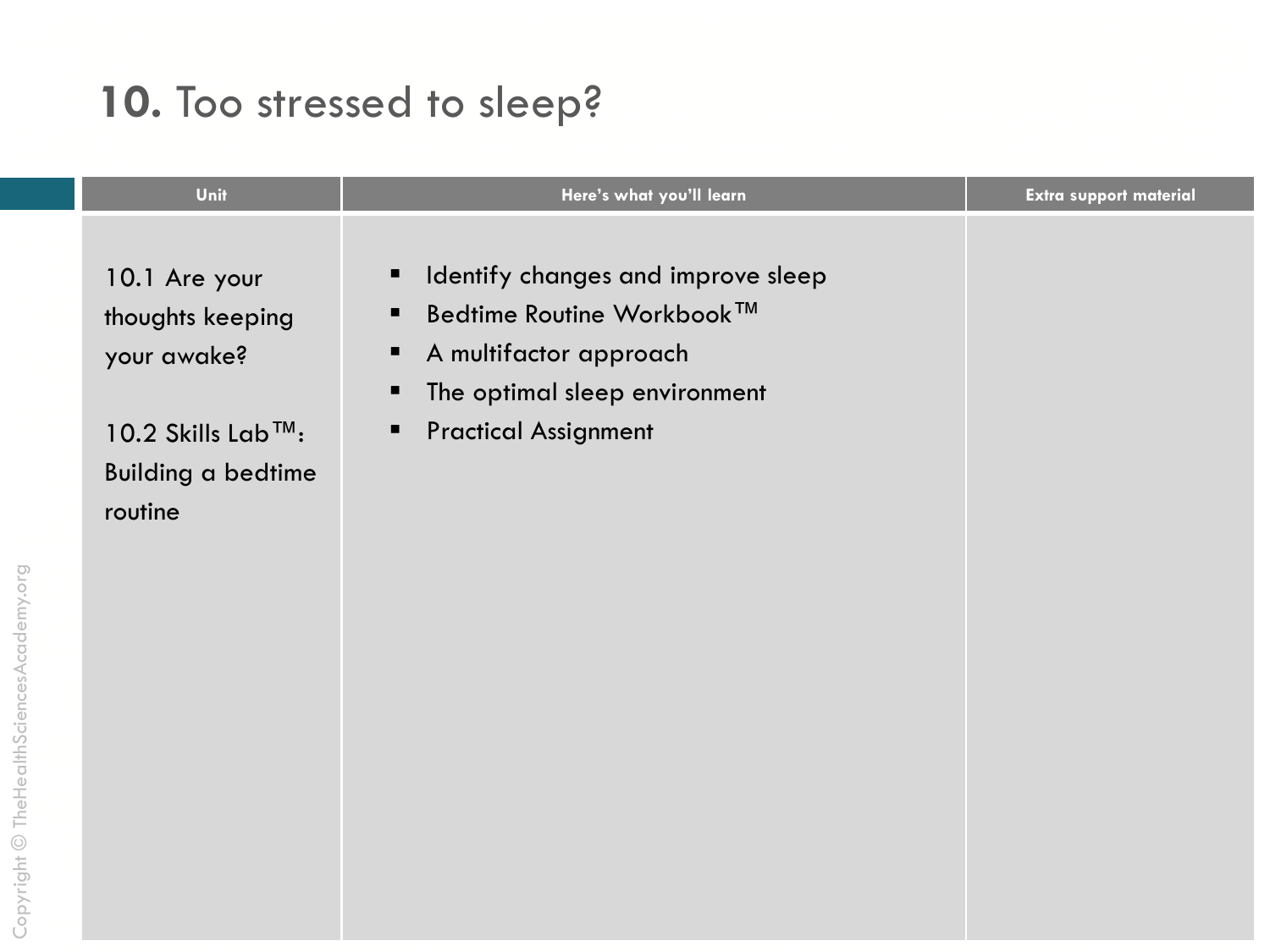# **10.** Too stressed to sleep?

| Unit | Here's what you'll learn | Extra support material |
| --- | --- | --- |
| 10.1 Are your thoughts keeping your awake?<br><br>10.2 Skills Lab™: Building a bedtime routine | ▪ Identify changes and improve sleep<br>▪ Bedtime Routine Workbook™<br>▪ A multifactor approach<br>▪ The optimal sleep environment<br>▪ Practical Assignment | |

Copyright © TheHealthSciencesAcademy.org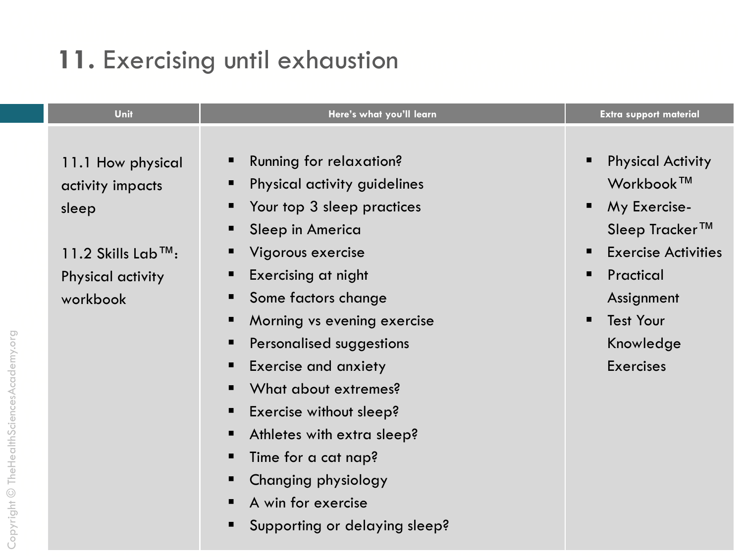# 11. Exercising until exhaustion

| Unit | Here's what you'll learn | Extra support material |
| --- | --- | --- |
| 11.1 How physical activity impacts sleep<br><br>11.2 Skills Lab™: Physical activity workbook | ▪ Running for relaxation?<br>▪ Physical activity guidelines<br>▪ Your top 3 sleep practices<br>▪ Sleep in America<br>▪ Vigorous exercise<br>▪ Exercising at night<br>▪ Some factors change<br>▪ Morning vs evening exercise<br>▪ Personalised suggestions<br>▪ Exercise and anxiety<br>▪ What about extremes?<br>▪ Exercise without sleep?<br>▪ Athletes with extra sleep?<br>▪ Time for a cat nap?<br>▪ Changing physiology<br>▪ A win for exercise<br>▪ Supporting or delaying sleep? | ▪ Physical Activity Workbook™<br>▪ My Exercise-Sleep Tracker™<br>▪ Exercise Activities<br>▪ Practical Assignment<br>▪ Test Your Knowledge Exercises |

Copyright © TheHealthSciencesAcademy.org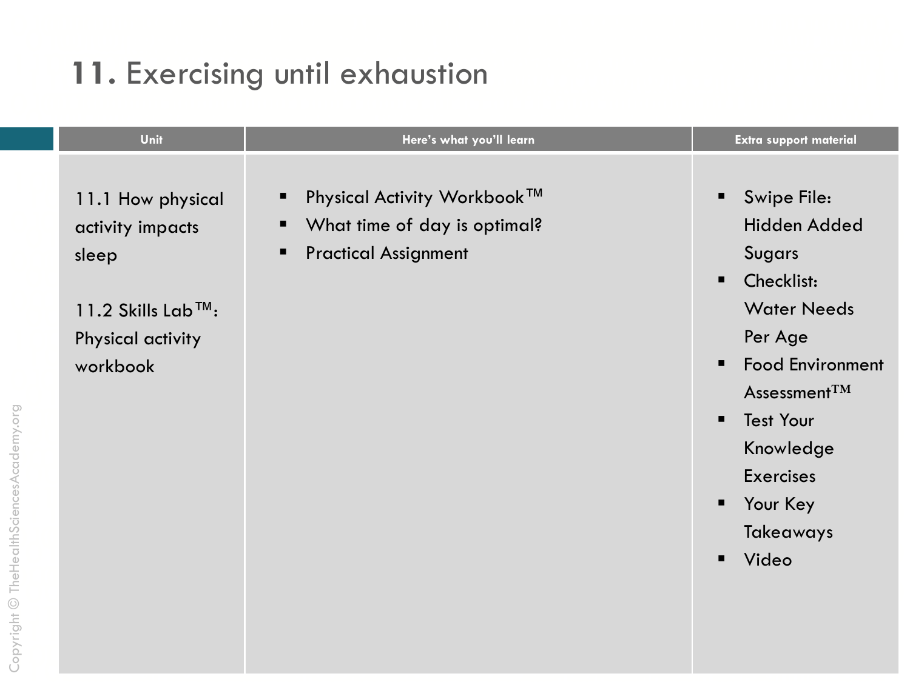# **11.** Exercising until exhaustion

| Unit | Here's what you'll learn | Extra support material |
| --- | --- | --- |
| 11.1 How physical activity impacts sleep<br><br>11.2 Skills Lab™: Physical activity workbook | ▪ Physical Activity Workbook™<br>▪ What time of day is optimal?<br>▪ Practical Assignment | ▪ Swipe File: Hidden Added Sugars<br>▪ Checklist: Water Needs Per Age<br>▪ Food Environment Assessment™<br>▪ Test Your Knowledge Exercises<br>▪ Your Key Takeaways<br>▪ Video |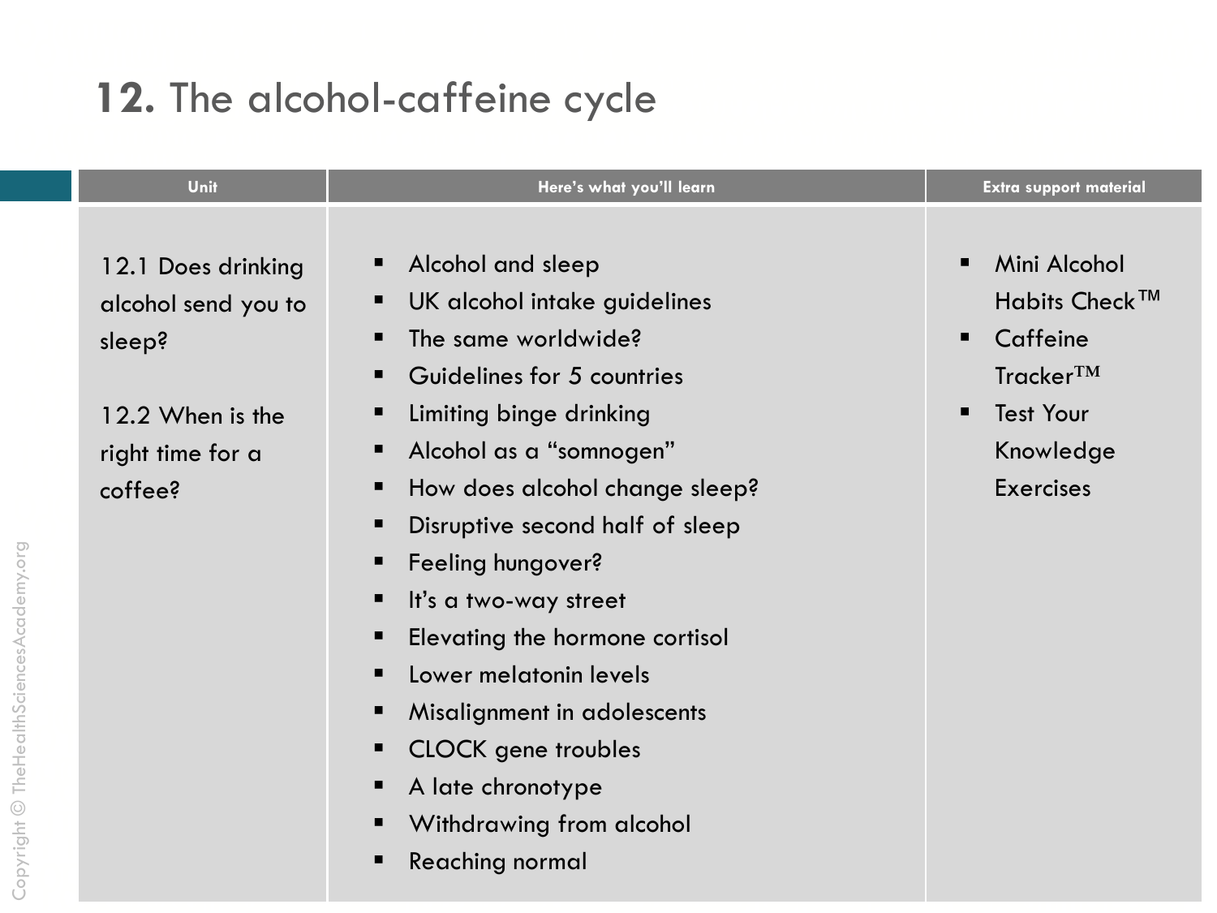# **12.** The alcohol-caffeine cycle

| Unit | Here's what you'll learn | Extra support material |
| --- | --- | --- |
| 12.1 Does drinking alcohol send you to sleep?<br><br>12.2 When is the right time for a coffee? | ▪ Alcohol and sleep<br>▪ UK alcohol intake guidelines<br>▪ The same worldwide?<br>▪ Guidelines for 5 countries<br>▪ Limiting binge drinking<br>▪ Alcohol as a "somnogen"<br>▪ How does alcohol change sleep?<br>▪ Disruptive second half of sleep<br>▪ Feeling hungover?<br>▪ It's a two-way street<br>▪ Elevating the hormone cortisol<br>▪ Lower melatonin levels<br>▪ Misalignment in adolescents<br>▪ CLOCK gene troubles<br>▪ A late chronotype<br>▪ Withdrawing from alcohol<br>▪ Reaching normal | ▪ Mini Alcohol Habits Check™<br>▪ Caffeine Tracker™<br>▪ Test Your Knowledge Exercises |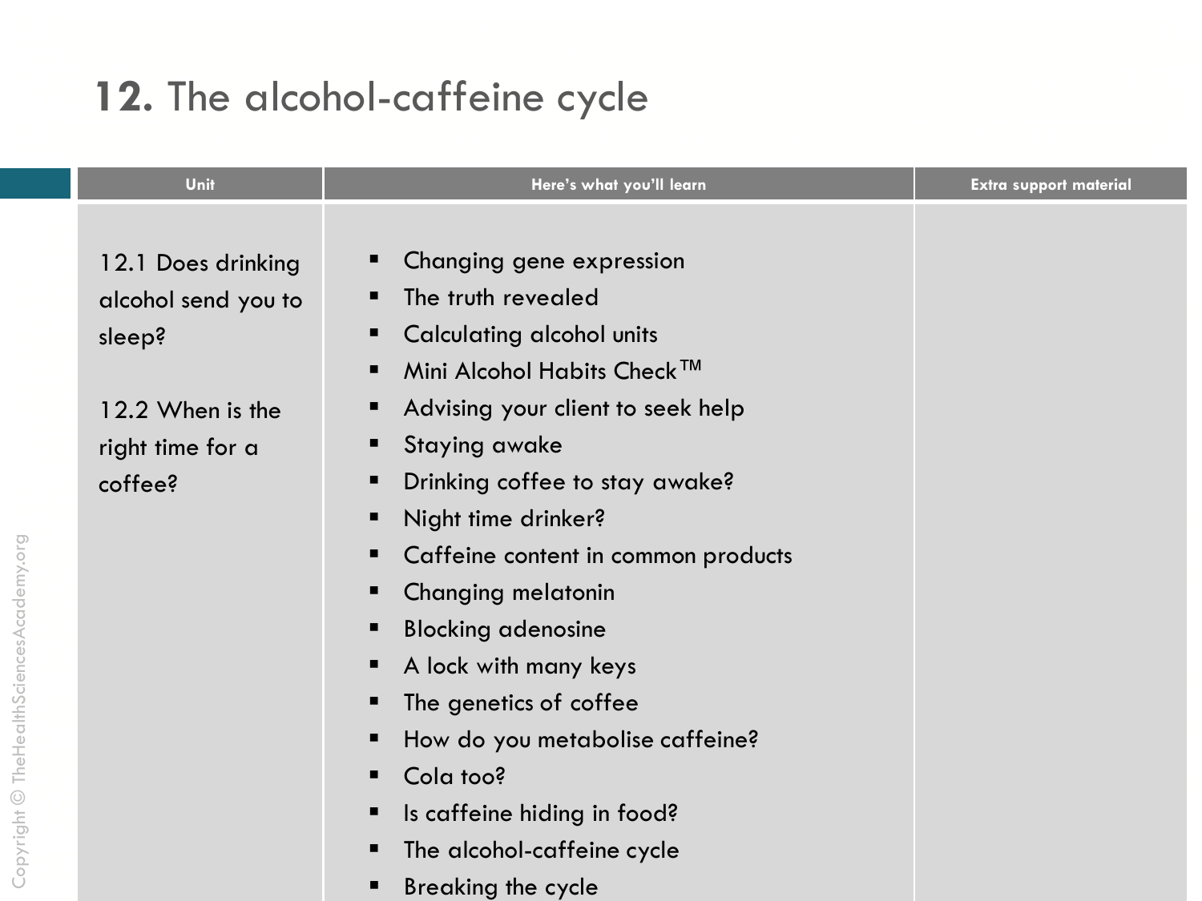# **12.** The alcohol-caffeine cycle

| Unit | Here's what you'll learn | Extra support material |
|---|---|---|
| 12.1 Does drinking alcohol send you to sleep?<br><br>12.2 When is the right time for a coffee? | ▪ Changing gene expression<br>▪ The truth revealed<br>▪ Calculating alcohol units<br>▪ Mini Alcohol Habits Check™<br>▪ Advising your client to seek help<br>▪ Staying awake<br>▪ Drinking coffee to stay awake?<br>▪ Night time drinker?<br>▪ Caffeine content in common products<br>▪ Changing melatonin<br>▪ Blocking adenosine<br>▪ A lock with many keys<br>▪ The genetics of coffee<br>▪ How do you metabolise caffeine?<br>▪ Cola too?<br>▪ Is caffeine hiding in food?<br>▪ The alcohol-caffeine cycle<br>▪ Breaking the cycle | |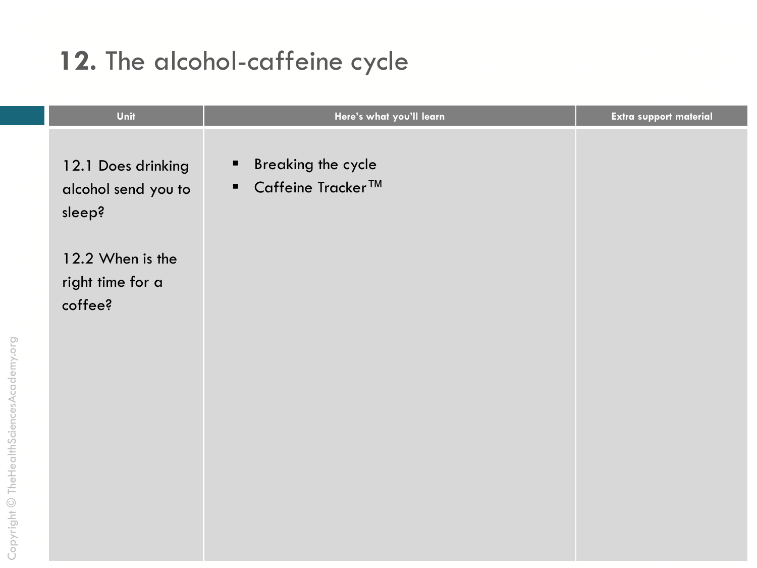# **12.** The alcohol-caffeine cycle

| Unit | Here's what you'll learn | Extra support material |
| --- | --- | --- |
| 12.1 Does drinking alcohol send you to sleep?<br><br>12.2 When is the right time for a coffee? | ▪ Breaking the cycle<br>▪ Caffeine Tracker™ | |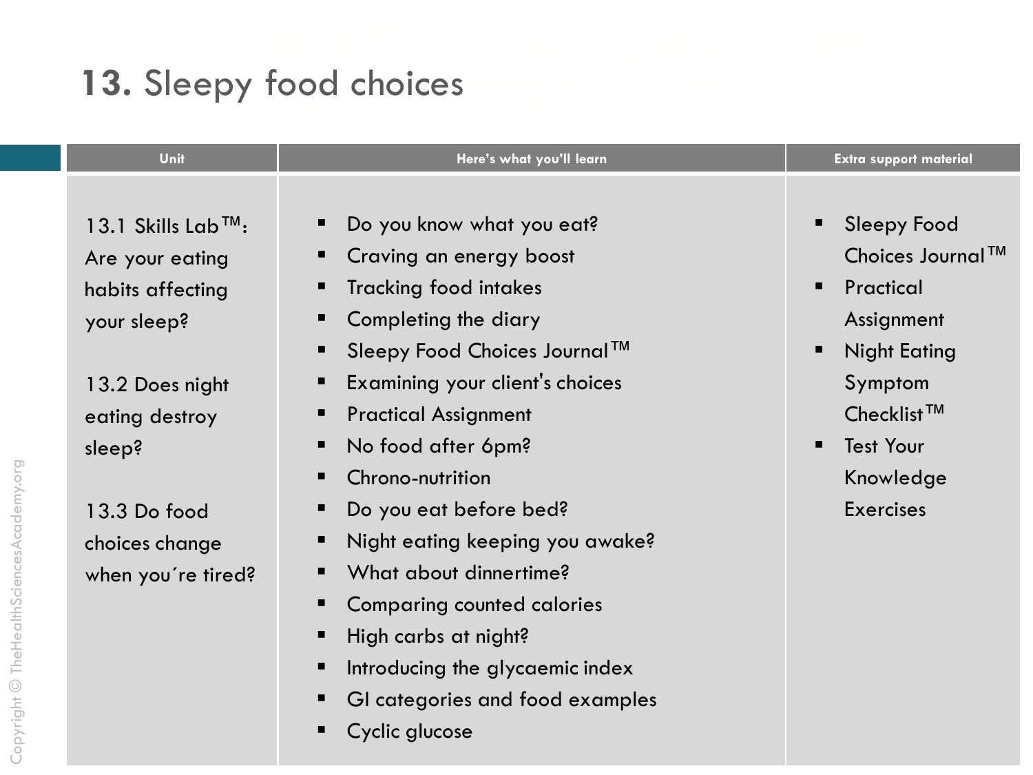# 13. Sleepy food choices

| Unit | Here's what you'll learn | Extra support material |
|---|---|---|
| 13.1 Skills Lab™: Are your eating habits affecting your sleep?<br><br>13.2 Does night eating destroy sleep?<br><br>13.3 Do food choices change when you´re tired? | ▪ Do you know what you eat?<br>▪ Craving an energy boost<br>▪ Tracking food intakes<br>▪ Completing the diary<br>▪ Sleepy Food Choices Journal™<br>▪ Examining your client's choices<br>▪ Practical Assignment<br>▪ No food after 6pm?<br>▪ Chrono-nutrition<br>▪ Do you eat before bed?<br>▪ Night eating keeping you awake?<br>▪ What about dinnertime?<br>▪ Comparing counted calories<br>▪ High carbs at night?<br>▪ Introducing the glycaemic index<br>▪ GI categories and food examples<br>▪ Cyclic glucose | ▪ Sleepy Food Choices Journal™<br>▪ Practical Assignment<br>▪ Night Eating Symptom Checklist™<br>▪ Test Your Knowledge Exercises |

Copyright © TheHealthSciencesAcademy.org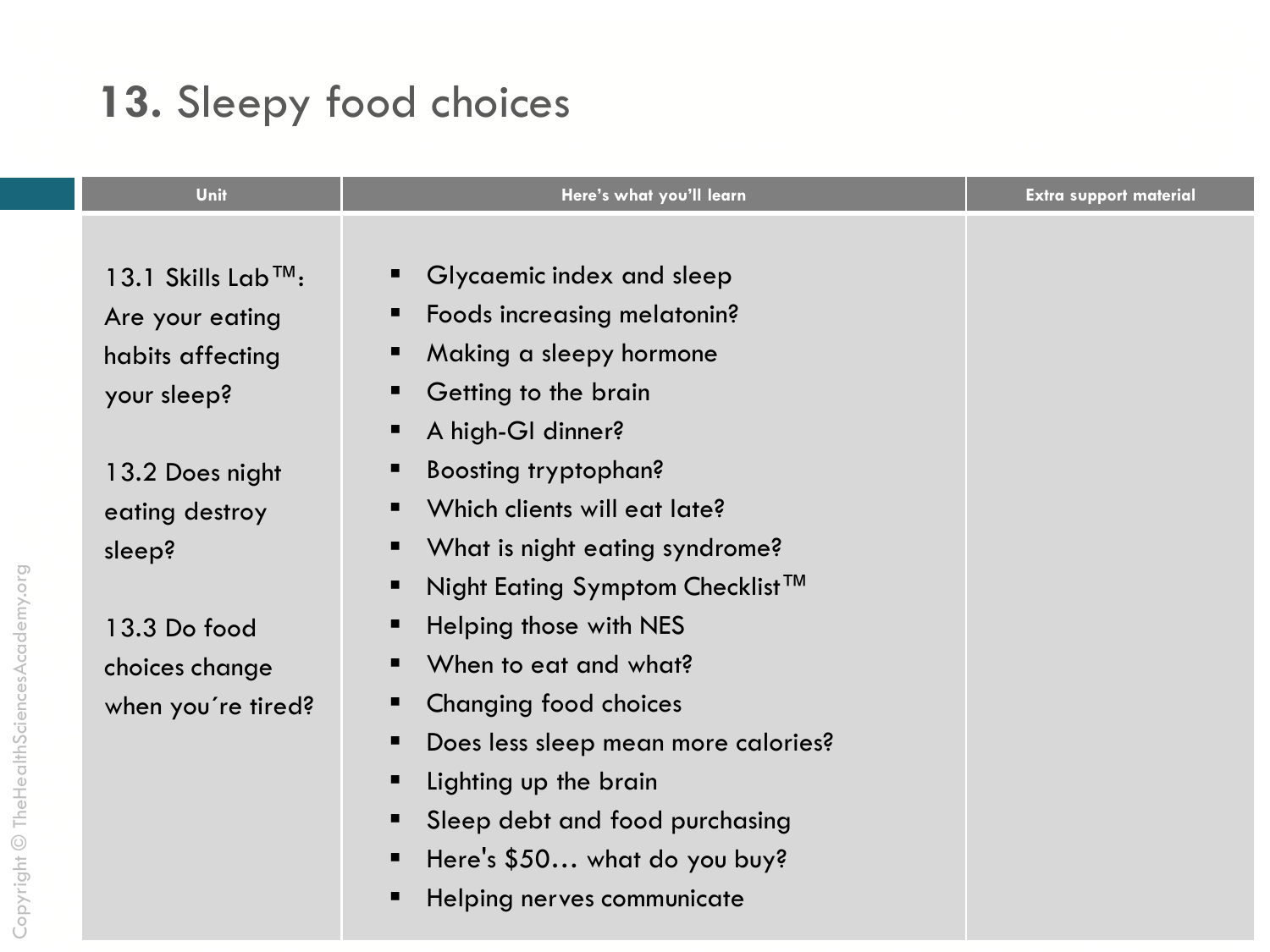# 13. Sleepy food choices

| Unit | Here's what you'll learn | Extra support material |
|---|---|---|
| 13.1 Skills Lab™: Are your eating habits affecting your sleep?<br><br>13.2 Does night eating destroy sleep?<br><br>13.3 Do food choices change when you´re tired? | ▪ Glycaemic index and sleep<br>▪ Foods increasing melatonin?<br>▪ Making a sleepy hormone<br>▪ Getting to the brain<br>▪ A high-GI dinner?<br>▪ Boosting tryptophan?<br>▪ Which clients will eat late?<br>▪ What is night eating syndrome?<br>▪ Night Eating Symptom Checklist™<br>▪ Helping those with NES<br>▪ When to eat and what?<br>▪ Changing food choices<br>▪ Does less sleep mean more calories?<br>▪ Lighting up the brain<br>▪ Sleep debt and food purchasing<br>▪ Here's $50… what do you buy?<br>▪ Helping nerves communicate | |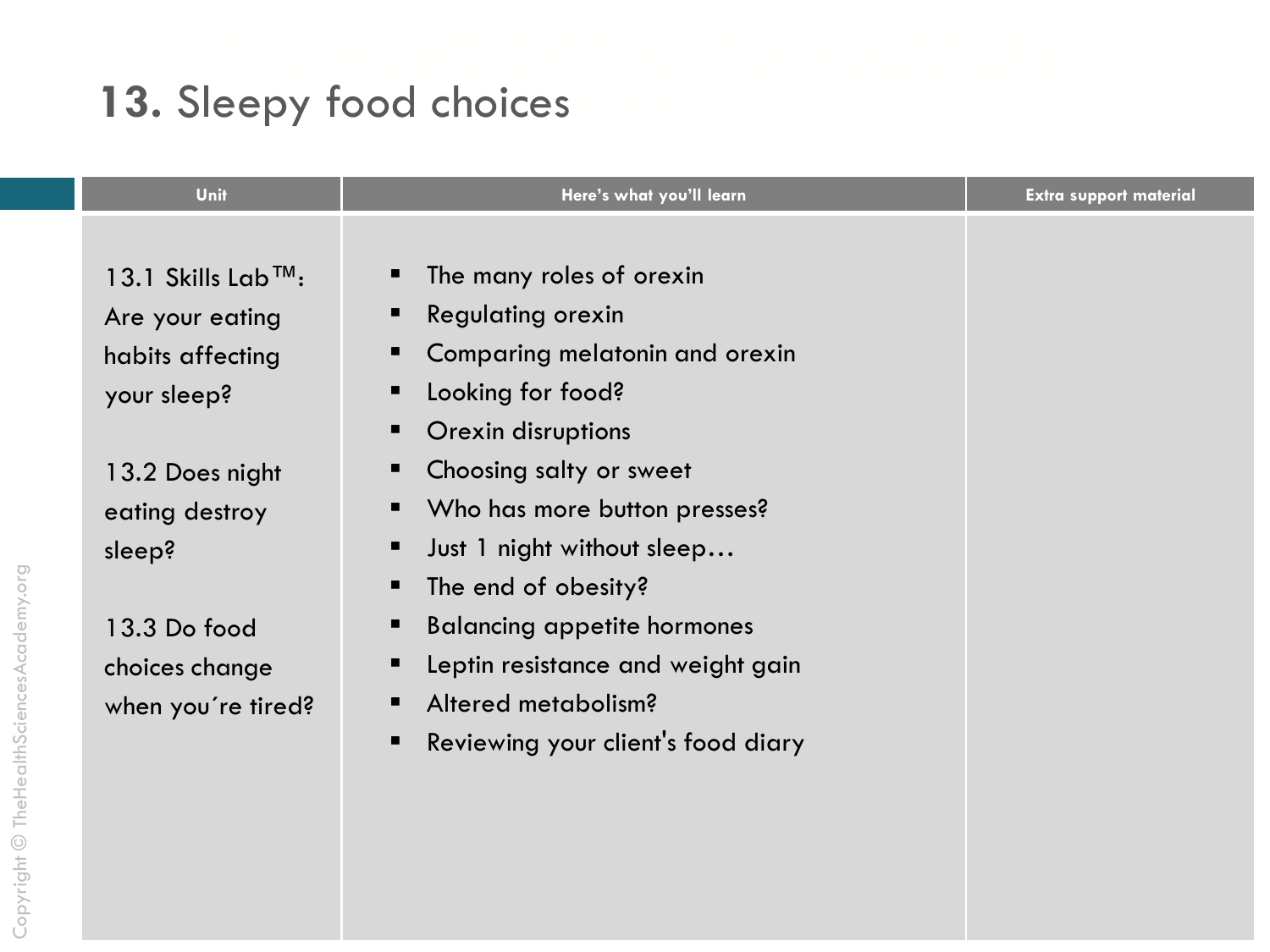# 13. Sleepy food choices

| Unit | Here's what you'll learn | Extra support material |
| --- | --- | --- |
| 13.1 Skills Lab™: Are your eating habits affecting your sleep?<br><br>13.2 Does night eating destroy sleep?<br><br>13.3 Do food choices change when you´re tired? | ▪ The many roles of orexin<br>▪ Regulating orexin<br>▪ Comparing melatonin and orexin<br>▪ Looking for food?<br>▪ Orexin disruptions<br>▪ Choosing salty or sweet<br>▪ Who has more button presses?<br>▪ Just 1 night without sleep…<br>▪ The end of obesity?<br>▪ Balancing appetite hormones<br>▪ Leptin resistance and weight gain<br>▪ Altered metabolism?<br>▪ Reviewing your client's food diary | |

Copyright © TheHealthSciencesAcademy.org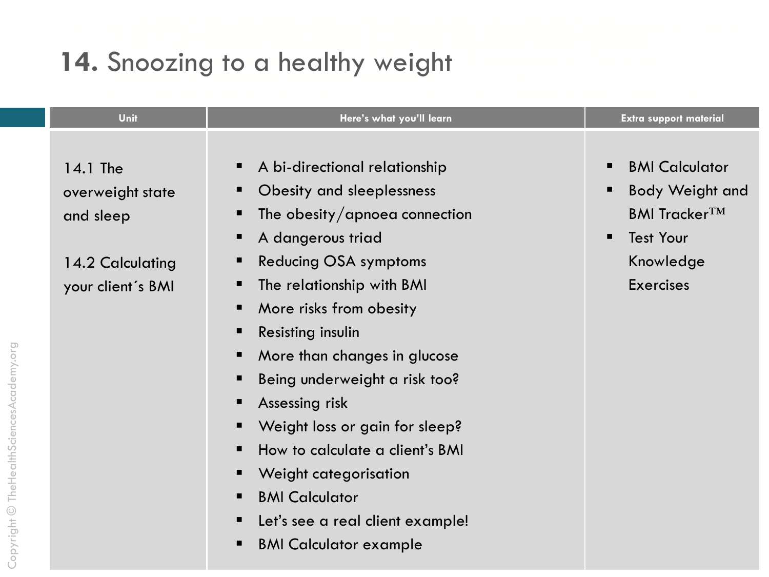# **14.** Snoozing to a healthy weight

| Unit | Here's what you'll learn | Extra support material |
| --- | --- | --- |
| 14.1 The overweight state and sleep<br><br>14.2 Calculating your client´s BMI | ▪ A bi-directional relationship<br>▪ Obesity and sleeplessness<br>▪ The obesity/apnoea connection<br>▪ A dangerous triad<br>▪ Reducing OSA symptoms<br>▪ The relationship with BMI<br>▪ More risks from obesity<br>▪ Resisting insulin<br>▪ More than changes in glucose<br>▪ Being underweight a risk too?<br>▪ Assessing risk<br>▪ Weight loss or gain for sleep?<br>▪ How to calculate a client's BMI<br>▪ Weight categorisation<br>▪ BMI Calculator<br>▪ Let's see a real client example!<br>▪ BMI Calculator example | ▪ BMI Calculator<br>▪ Body Weight and BMI Tracker™<br>▪ Test Your Knowledge Exercises |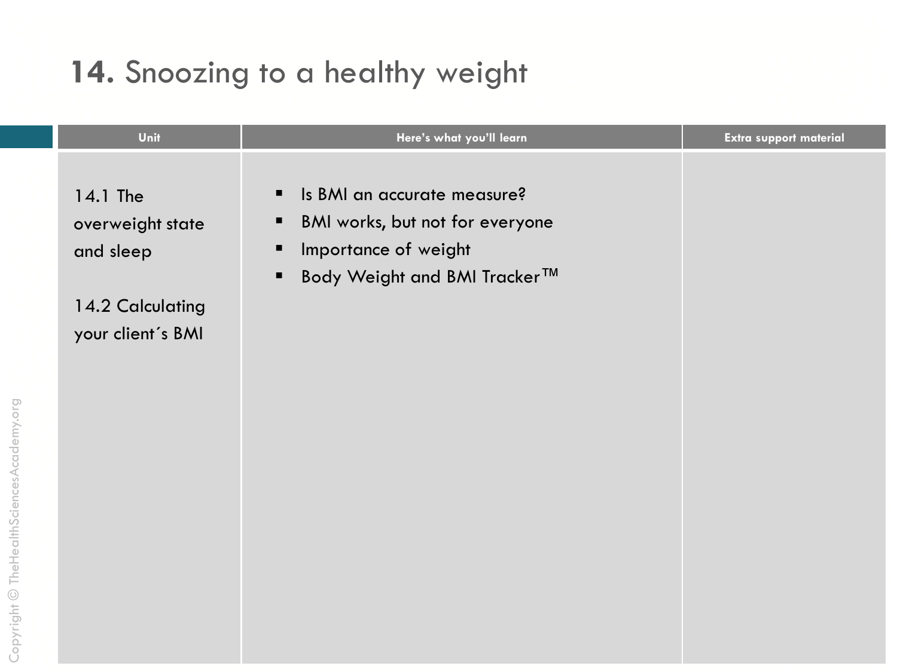# **14.** Snoozing to a healthy weight

| Unit | Here's what you'll learn | Extra support material |
|---|---|---|
| 14.1 The overweight state and sleep<br><br>14.2 Calculating your client´s BMI | ▪ Is BMI an accurate measure?<br>▪ BMI works, but not for everyone<br>▪ Importance of weight<br>▪ Body Weight and BMI Tracker™ | |

Copyright © TheHealthSciencesAcademy.org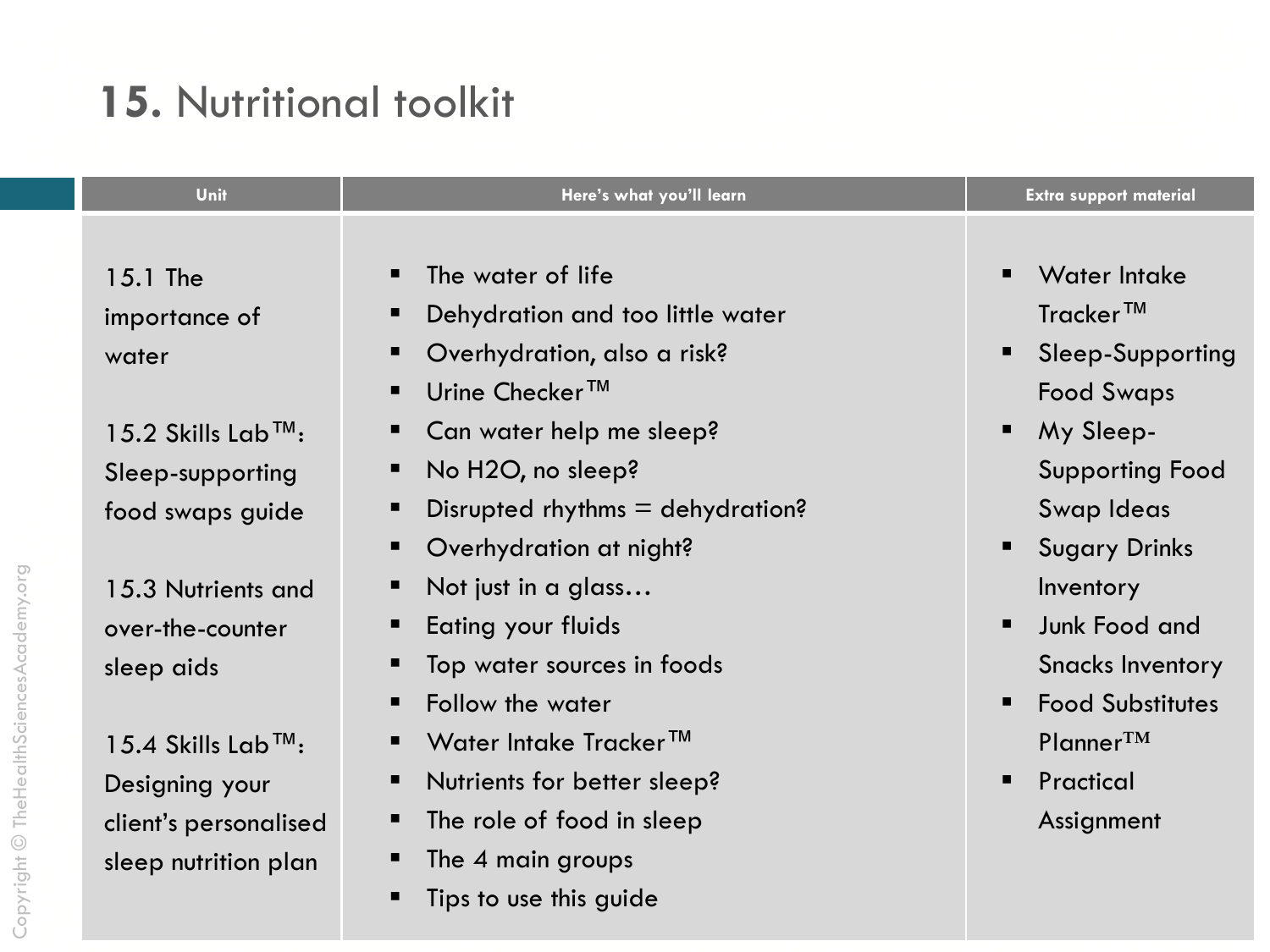# 15. Nutritional toolkit

| Unit | Here's what you'll learn | Extra support material |
| --- | --- | --- |
| 15.1 The importance of water<br><br>15.2 Skills Lab™: Sleep-supporting food swaps guide<br><br>15.3 Nutrients and over-the-counter sleep aids<br><br>15.4 Skills Lab™: Designing your client's personalised sleep nutrition plan | ▪ The water of life<br>▪ Dehydration and too little water<br>▪ Overhydration, also a risk?<br>▪ Urine Checker™<br>▪ Can water help me sleep?<br>▪ No H2O, no sleep?<br>▪ Disrupted rhythms = dehydration?<br>▪ Overhydration at night?<br>▪ Not just in a glass…<br>▪ Eating your fluids<br>▪ Top water sources in foods<br>▪ Follow the water<br>▪ Water Intake Tracker™<br>▪ Nutrients for better sleep?<br>▪ The role of food in sleep<br>▪ The 4 main groups<br>▪ Tips to use this guide | ▪ Water Intake Tracker™<br>▪ Sleep-Supporting Food Swaps<br>▪ My Sleep-Supporting Food Swap Ideas<br>▪ Sugary Drinks Inventory<br>▪ Junk Food and Snacks Inventory<br>▪ Food Substitutes Planner™<br>▪ Practical Assignment |

Copyright © TheHealthSciencesAcademy.org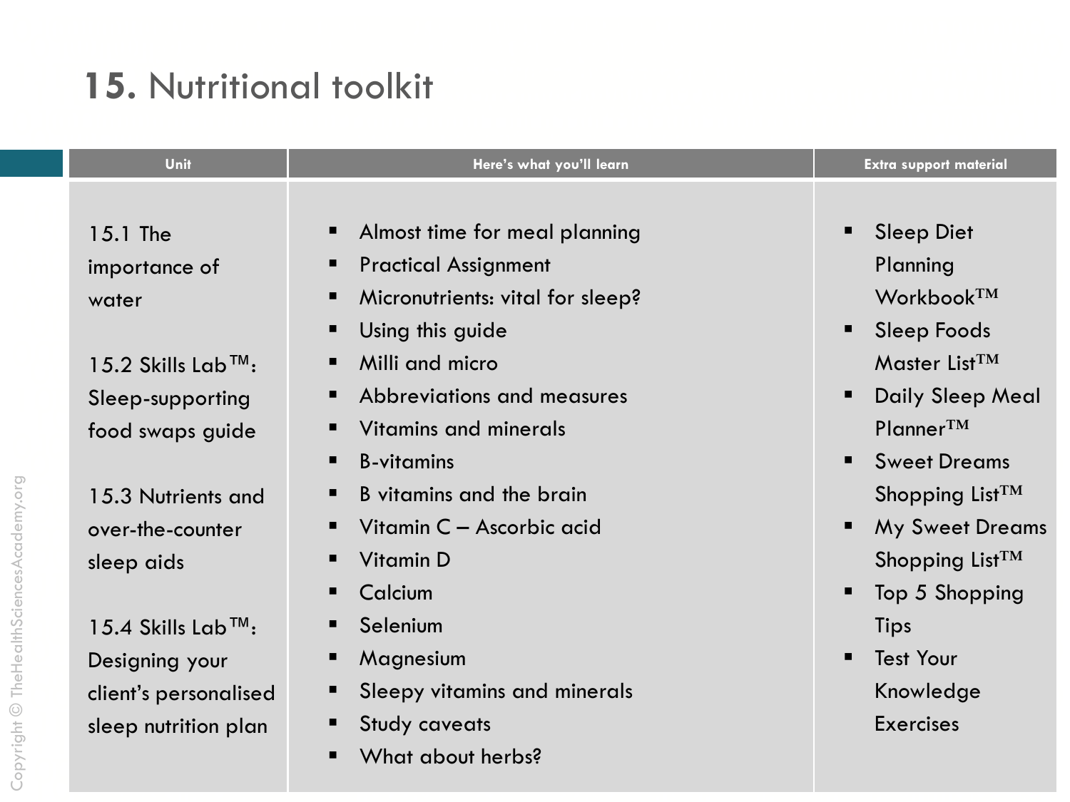# 15. Nutritional toolkit

| Unit | Here's what you'll learn | Extra support material |
|---|---|---|
| 15.1 The importance of water<br><br>15.2 Skills Lab™: Sleep-supporting food swaps guide<br><br>15.3 Nutrients and over-the-counter sleep aids<br><br>15.4 Skills Lab™: Designing your client's personalised sleep nutrition plan | ▪ Almost time for meal planning<br>▪ Practical Assignment<br>▪ Micronutrients: vital for sleep?<br>▪ Using this guide<br>▪ Milli and micro<br>▪ Abbreviations and measures<br>▪ Vitamins and minerals<br>▪ B-vitamins<br>▪ B vitamins and the brain<br>▪ Vitamin C – Ascorbic acid<br>▪ Vitamin D<br>▪ Calcium<br>▪ Selenium<br>▪ Magnesium<br>▪ Sleepy vitamins and minerals<br>▪ Study caveats<br>▪ What about herbs? | ▪ Sleep Diet Planning Workbook™<br>▪ Sleep Foods Master List™<br>▪ Daily Sleep Meal Planner™<br>▪ Sweet Dreams Shopping List™<br>▪ My Sweet Dreams Shopping List™<br>▪ Top 5 Shopping Tips<br>▪ Test Your Knowledge Exercises |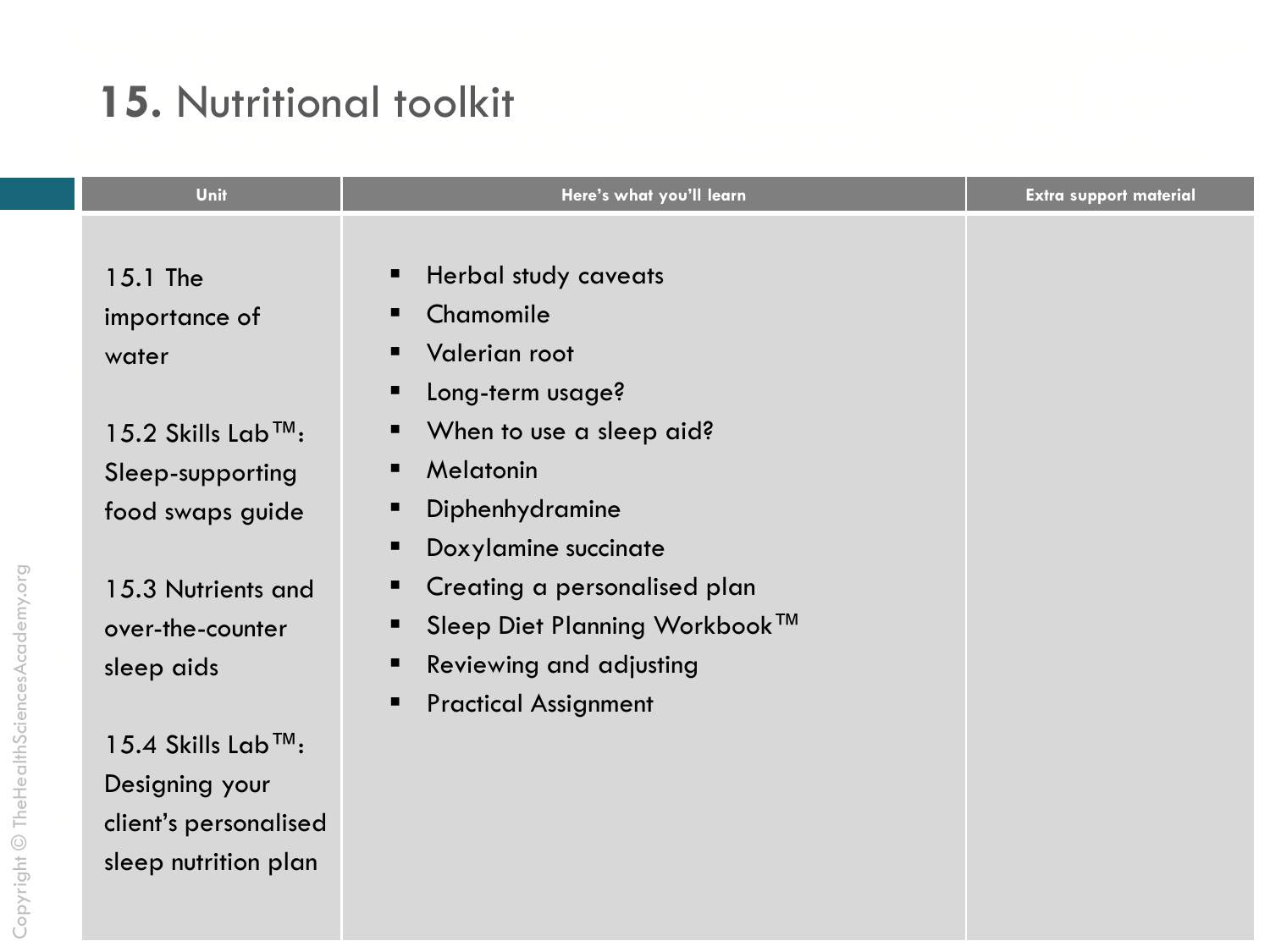# **15.** Nutritional toolkit

| Unit | Here's what you'll learn | Extra support material |
|---|---|---|
| 15.1 The importance of water<br><br>15.2 Skills Lab™: Sleep-supporting food swaps guide<br><br>15.3 Nutrients and over-the-counter sleep aids<br><br>15.4 Skills Lab™: Designing your client's personalised sleep nutrition plan | ▪ Herbal study caveats<br>▪ Chamomile<br>▪ Valerian root<br>▪ Long-term usage?<br>▪ When to use a sleep aid?<br>▪ Melatonin<br>▪ Diphenhydramine<br>▪ Doxylamine succinate<br>▪ Creating a personalised plan<br>▪ Sleep Diet Planning Workbook™<br>▪ Reviewing and adjusting<br>▪ Practical Assignment | |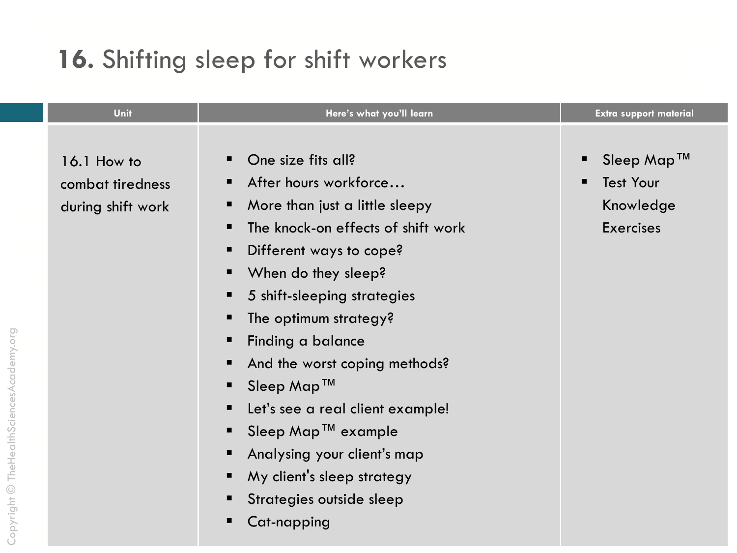# 16. Shifting sleep for shift workers

| Unit | Here's what you'll learn | Extra support material |
| --- | --- | --- |
| 16.1 How to combat tiredness during shift work | ▪ One size fits all?<br>▪ After hours workforce…<br>▪ More than just a little sleepy<br>▪ The knock-on effects of shift work<br>▪ Different ways to cope?<br>▪ When do they sleep?<br>▪ 5 shift-sleeping strategies<br>▪ The optimum strategy?<br>▪ Finding a balance<br>▪ And the worst coping methods?<br>▪ Sleep Map™<br>▪ Let's see a real client example!<br>▪ Sleep Map™ example<br>▪ Analysing your client's map<br>▪ My client's sleep strategy<br>▪ Strategies outside sleep<br>▪ Cat-napping | ▪ Sleep Map™<br>▪ Test Your Knowledge Exercises |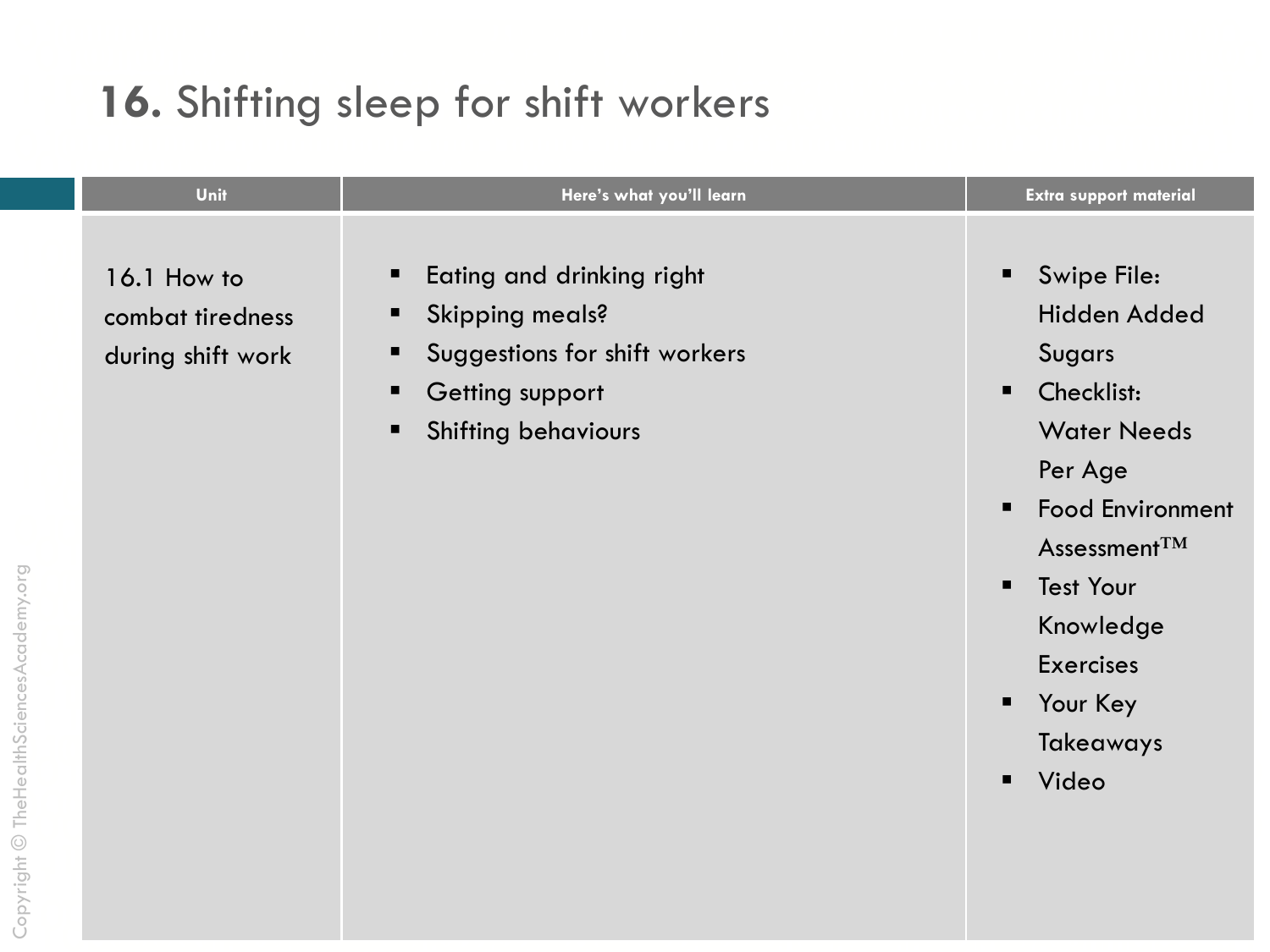# **16.** Shifting sleep for shift workers

| Unit | Here's what you'll learn | Extra support material |
| --- | --- | --- |
| 16.1 How to combat tiredness during shift work | ▪ Eating and drinking right<br>▪ Skipping meals?<br>▪ Suggestions for shift workers<br>▪ Getting support<br>▪ Shifting behaviours | ▪ Swipe File: Hidden Added Sugars<br>▪ Checklist: Water Needs Per Age<br>▪ Food Environment Assessment™<br>▪ Test Your Knowledge Exercises<br>▪ Your Key Takeaways<br>▪ Video |

Copyright © TheHealthSciencesAcademy.org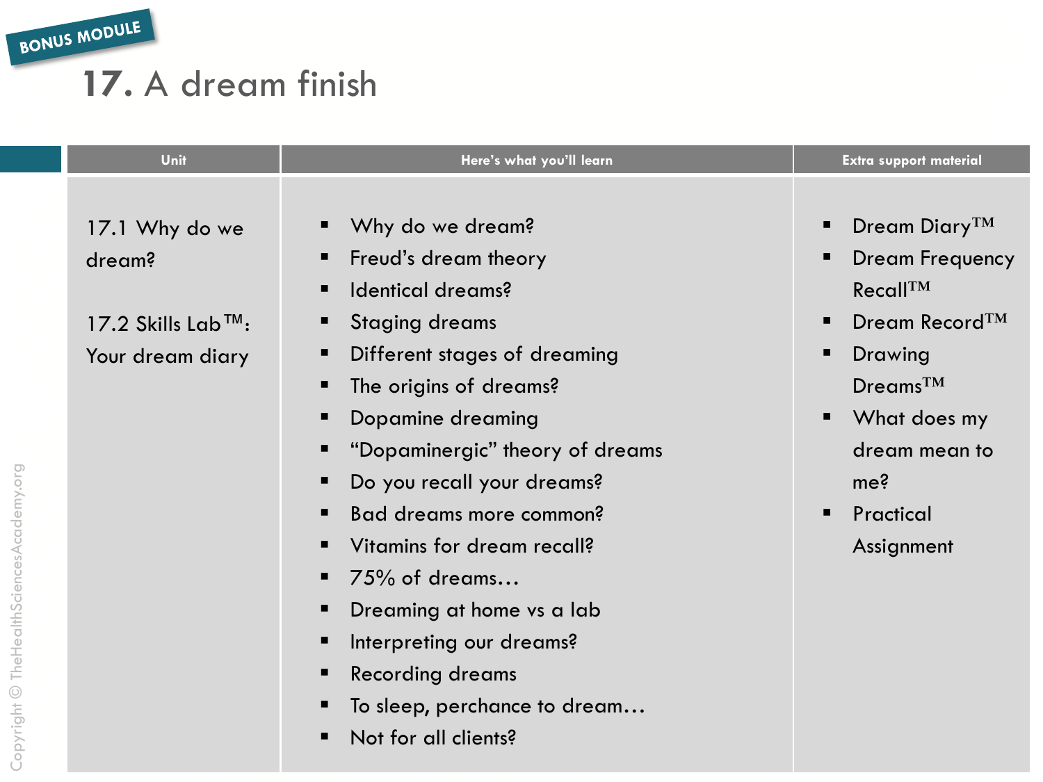BONUS MODULE

# 17. A dream finish

| Unit | Here's what you'll learn | Extra support material |
| --- | --- | --- |
| 17.1 Why do we dream?<br><br>17.2 Skills Lab™: Your dream diary | ▪ Why do we dream?<br>▪ Freud's dream theory<br>▪ Identical dreams?<br>▪ Staging dreams<br>▪ Different stages of dreaming<br>▪ The origins of dreams?<br>▪ Dopamine dreaming<br>▪ "Dopaminergic" theory of dreams<br>▪ Do you recall your dreams?<br>▪ Bad dreams more common?<br>▪ Vitamins for dream recall?<br>▪ 75% of dreams…<br>▪ Dreaming at home vs a lab<br>▪ Interpreting our dreams?<br>▪ Recording dreams<br>▪ To sleep, perchance to dream…<br>▪ Not for all clients? | ▪ Dream Diary™<br>▪ Dream Frequency Recall™<br>▪ Dream Record™<br>▪ Drawing Dreams™<br>▪ What does my dream mean to me?<br>▪ Practical Assignment |

Copyright © TheHealthSciencesAcademy.org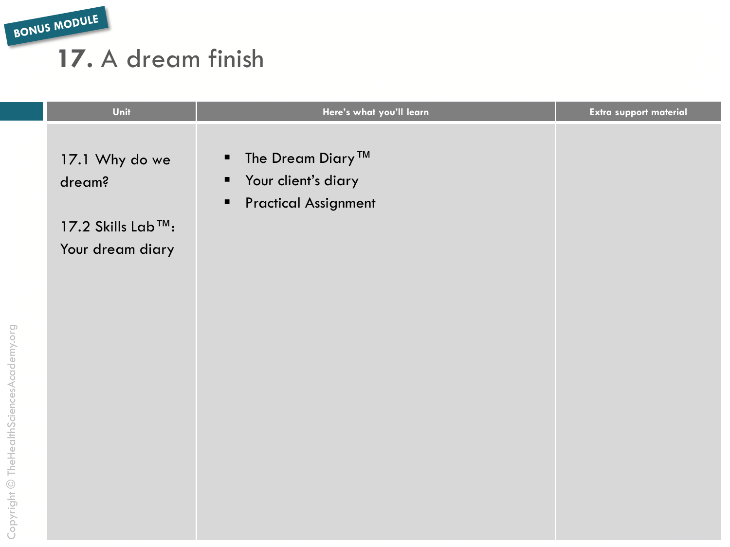BONUS MODULE

# 17. A dream finish

| Unit | Here's what you'll learn | Extra support material |
| --- | --- | --- |
| 17.1 Why do we dream?<br><br>17.2 Skills Lab™: Your dream diary | ▪ The Dream Diary™<br>▪ Your client's diary<br>▪ Practical Assignment | |

Copyright © TheHealthSciencesAcademy.org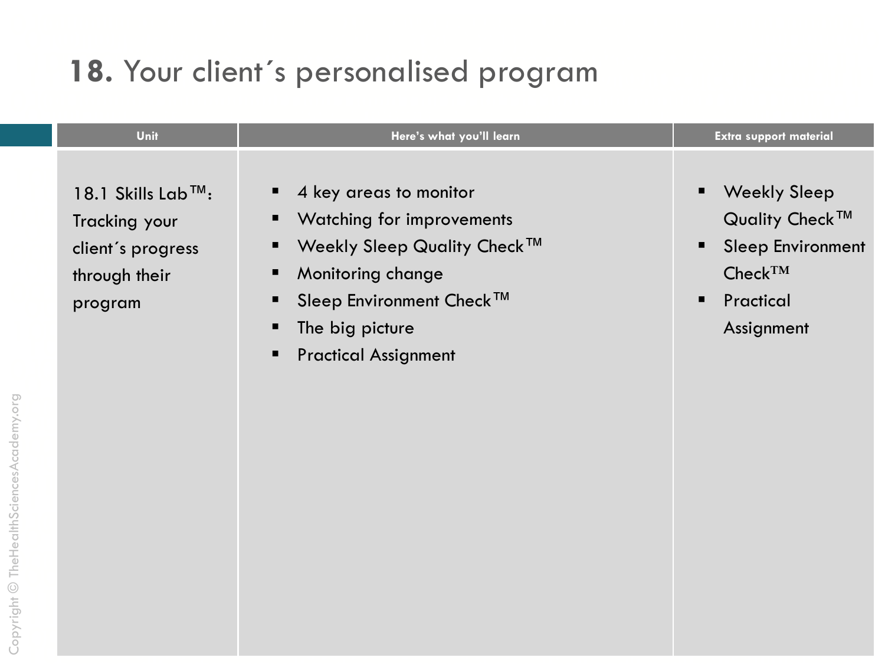# **18.** Your client´s personalised program

| Unit | Here's what you'll learn | Extra support material |
|---|---|---|
| 18.1 Skills Lab™: Tracking your client´s progress through their program | ▪ 4 key areas to monitor<br>▪ Watching for improvements<br>▪ Weekly Sleep Quality Check™<br>▪ Monitoring change<br>▪ Sleep Environment Check™<br>▪ The big picture<br>▪ Practical Assignment | ▪ Weekly Sleep Quality Check™<br>▪ Sleep Environment Check™<br>▪ Practical Assignment |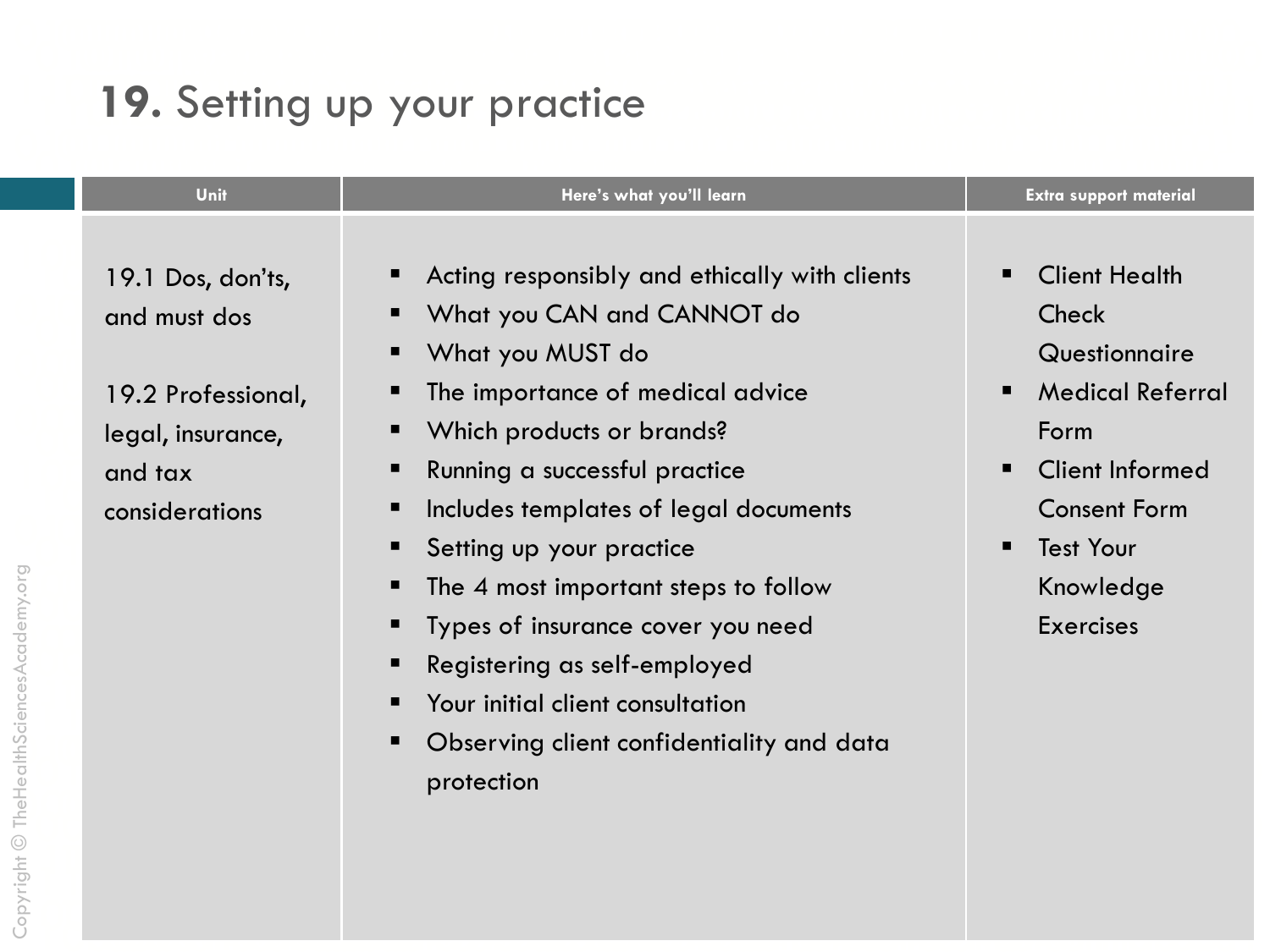# **19.** Setting up your practice

| Unit | Here's what you'll learn | Extra support material |
|---|---|---|
| 19.1 Dos, don'ts, and must dos<br><br>19.2 Professional, legal, insurance, and tax considerations | ▪ Acting responsibly and ethically with clients<br>▪ What you CAN and CANNOT do<br>▪ What you MUST do<br>▪ The importance of medical advice<br>▪ Which products or brands?<br>▪ Running a successful practice<br>▪ Includes templates of legal documents<br>▪ Setting up your practice<br>▪ The 4 most important steps to follow<br>▪ Types of insurance cover you need<br>▪ Registering as self-employed<br>▪ Your initial client consultation<br>▪ Observing client confidentiality and data protection | ▪ Client Health Check Questionnaire<br>▪ Medical Referral Form<br>▪ Client Informed Consent Form<br>▪ Test Your Knowledge Exercises |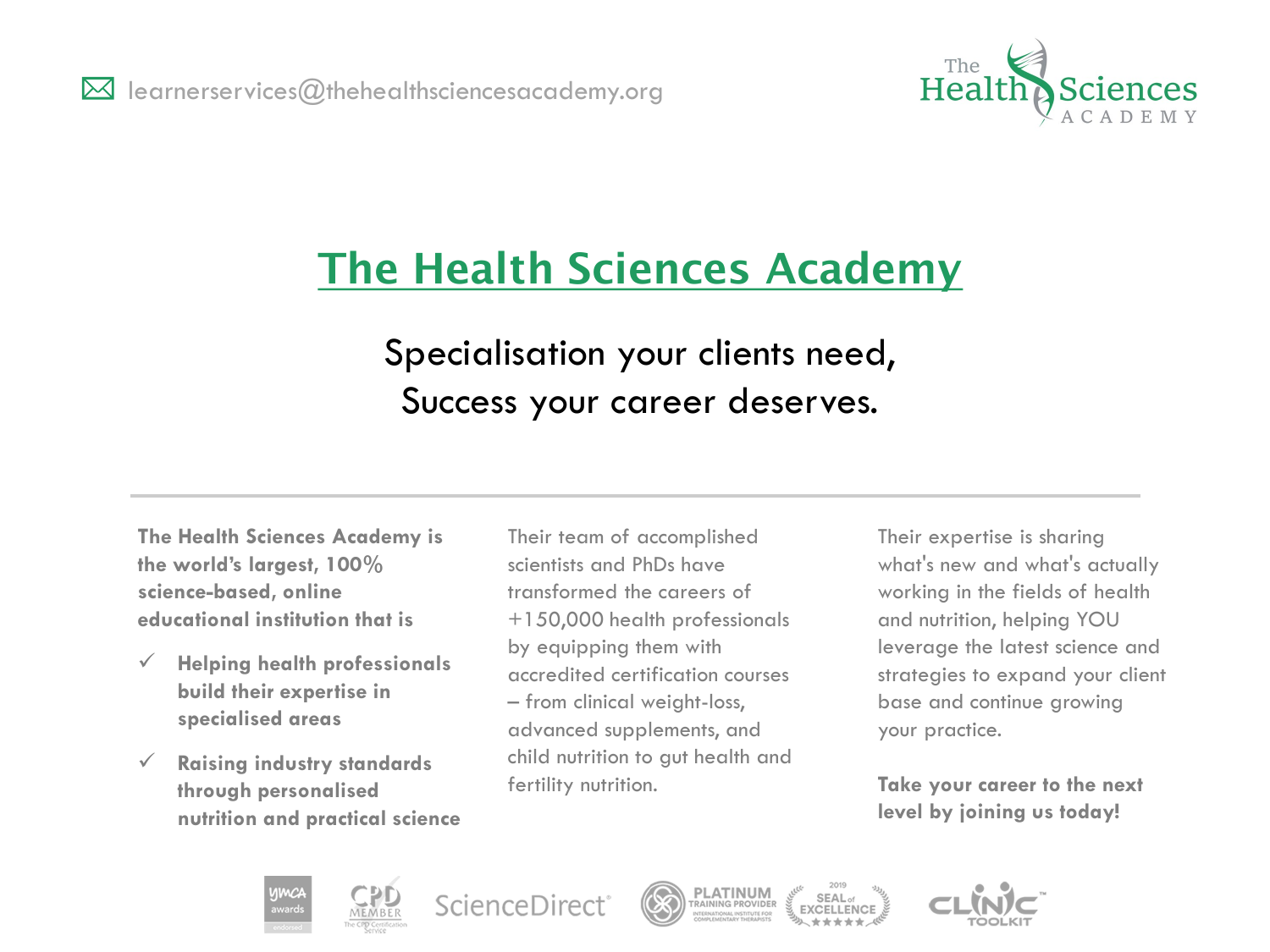learnerservices@thehealthsciencesacademy.org

The Health Sciences Academy

# The Health Sciences Academy

Specialisation your clients need,
Success your career deserves.

---

**The Health Sciences Academy is the world's largest, 100% science-based, online educational institution that is**

- ✓ **Helping health professionals build their expertise in specialised areas**
- ✓ **Raising industry standards through personalised nutrition and practical science**

Their team of accomplished scientists and PhDs have transformed the careers of +150,000 health professionals by equipping them with accredited certification courses – from clinical weight-loss, advanced supplements, and child nutrition to gut health and fertility nutrition.

Their expertise is sharing what's new and what's actually working in the fields of health and nutrition, helping YOU leverage the latest science and strategies to expand your client base and continue growing your practice.

**Take your career to the next level by joining us today!**

YMCA awards endorsed | CPD Member The CPD Certification Service | ScienceDirect | Platinum Training Provider International Institute for Complementary Therapists | 2019 Seal of Excellence | Clinic Toolkit